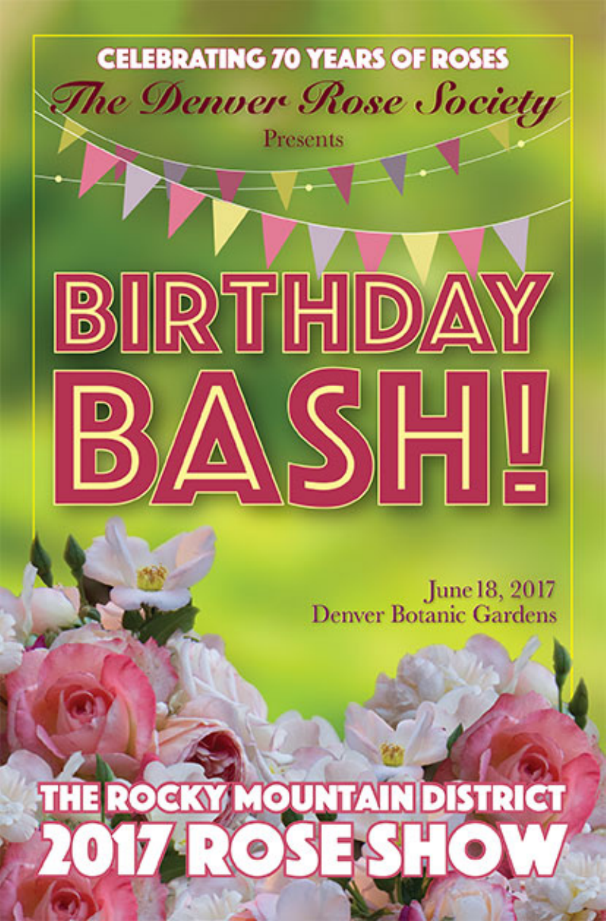CELEBRATING 70 YEARS OF ROSES

*The Denver Rose Society*

Presents

# BIRTHDAY BASH!

June 18, 2017
Denver Botanic Gardens

## THE ROCKY MOUNTAIN DISTRICT 2017 ROSE SHOW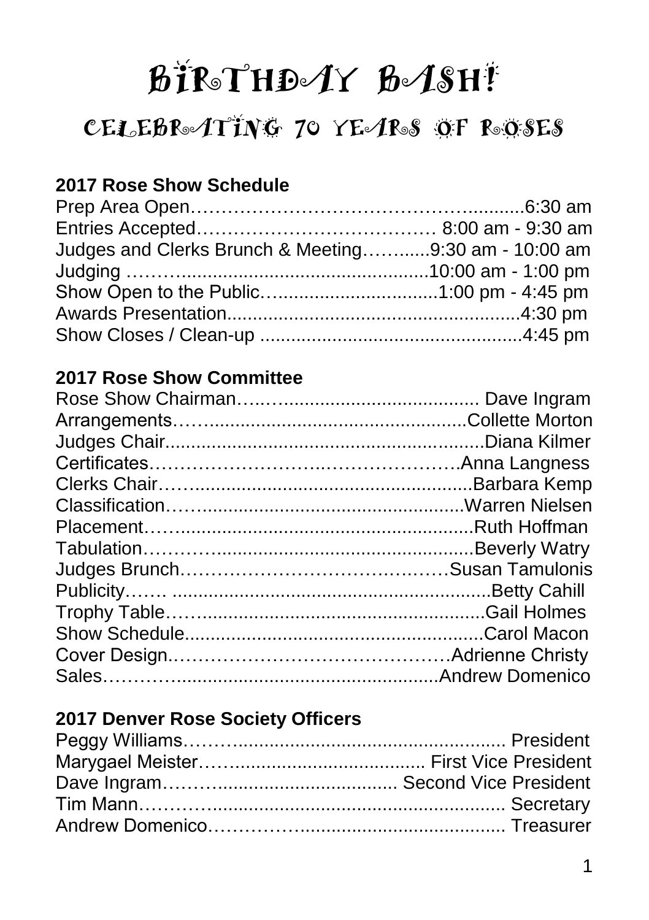# BIRTHDAY BASH!

## CELEBRATING 70 YEARS OF ROSES

### 2017 Rose Show Schedule

| | |
|---|---|
| Prep Area Open | 6:30 am |
| Entries Accepted | 8:00 am - 9:30 am |
| Judges and Clerks Brunch & Meeting | 9:30 am - 10:00 am |
| Judging | 10:00 am - 1:00 pm |
| Show Open to the Public | 1:00 pm - 4:45 pm |
| Awards Presentation | 4:30 pm |
| Show Closes / Clean-up | 4:45 pm |

### 2017 Rose Show Committee

| | |
|---|---|
| Rose Show Chairman | Dave Ingram |
| Arrangements | Collette Morton |
| Judges Chair | Diana Kilmer |
| Certificates | Anna Langness |
| Clerks Chair | Barbara Kemp |
| Classification | Warren Nielsen |
| Placement | Ruth Hoffman |
| Tabulation | Beverly Watry |
| Judges Brunch | Susan Tamulonis |
| Publicity | Betty Cahill |
| Trophy Table | Gail Holmes |
| Show Schedule | Carol Macon |
| Cover Design | Adrienne Christy |
| Sales | Andrew Domenico |

### 2017 Denver Rose Society Officers

| | |
|---|---|
| Peggy Williams | President |
| Marygael Meister | First Vice President |
| Dave Ingram | Second Vice President |
| Tim Mann | Secretary |
| Andrew Domenico | Treasurer |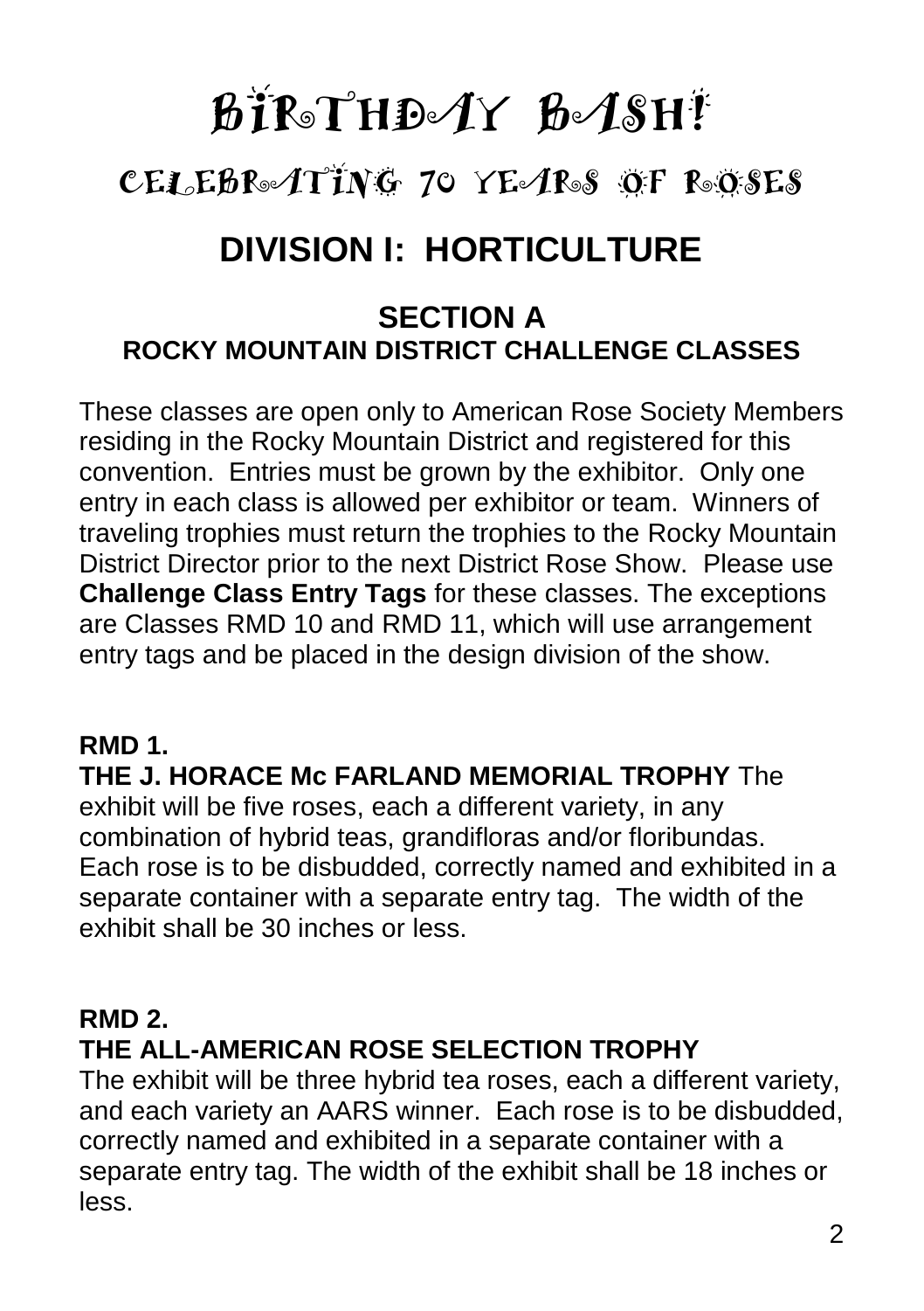# BIRTHDAY BASH!

## CELEBRATING 70 YEARS OF ROSES

# DIVISION I: HORTICULTURE

## SECTION A

### ROCKY MOUNTAIN DISTRICT CHALLENGE CLASSES

These classes are open only to American Rose Society Members residing in the Rocky Mountain District and registered for this convention. Entries must be grown by the exhibitor. Only one entry in each class is allowed per exhibitor or team. Winners of traveling trophies must return the trophies to the Rocky Mountain District Director prior to the next District Rose Show. Please use **Challenge Class Entry Tags** for these classes. The exceptions are Classes RMD 10 and RMD 11, which will use arrangement entry tags and be placed in the design division of the show.

**RMD 1.**

**THE J. HORACE Mc FARLAND MEMORIAL TROPHY** The exhibit will be five roses, each a different variety, in any combination of hybrid teas, grandifloras and/or floribundas. Each rose is to be disbudded, correctly named and exhibited in a separate container with a separate entry tag. The width of the exhibit shall be 30 inches or less.

**RMD 2.**

**THE ALL-AMERICAN ROSE SELECTION TROPHY**

The exhibit will be three hybrid tea roses, each a different variety, and each variety an AARS winner. Each rose is to be disbudded, correctly named and exhibited in a separate container with a separate entry tag. The width of the exhibit shall be 18 inches or less.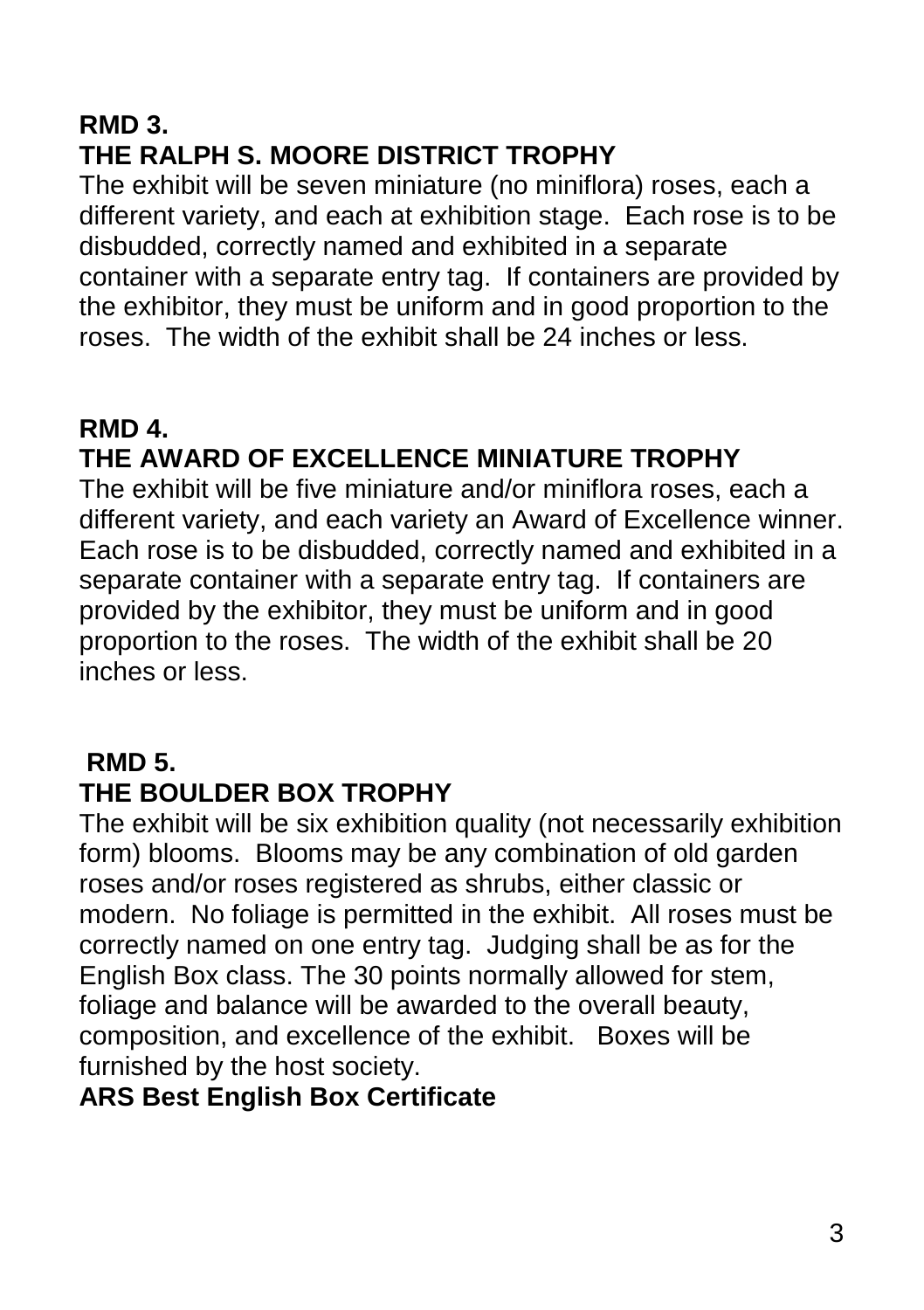**RMD 3.**
**THE RALPH S. MOORE DISTRICT TROPHY**

The exhibit will be seven miniature (no miniflora) roses, each a different variety, and each at exhibition stage. Each rose is to be disbudded, correctly named and exhibited in a separate container with a separate entry tag. If containers are provided by the exhibitor, they must be uniform and in good proportion to the roses. The width of the exhibit shall be 24 inches or less.

**RMD 4.**
**THE AWARD OF EXCELLENCE MINIATURE TROPHY**

The exhibit will be five miniature and/or miniflora roses, each a different variety, and each variety an Award of Excellence winner. Each rose is to be disbudded, correctly named and exhibited in a separate container with a separate entry tag. If containers are provided by the exhibitor, they must be uniform and in good proportion to the roses. The width of the exhibit shall be 20 inches or less.

**RMD 5.**
**THE BOULDER BOX TROPHY**

The exhibit will be six exhibition quality (not necessarily exhibition form) blooms. Blooms may be any combination of old garden roses and/or roses registered as shrubs, either classic or modern. No foliage is permitted in the exhibit. All roses must be correctly named on one entry tag. Judging shall be as for the English Box class. The 30 points normally allowed for stem, foliage and balance will be awarded to the overall beauty, composition, and excellence of the exhibit. Boxes will be furnished by the host society.

**ARS Best English Box Certificate**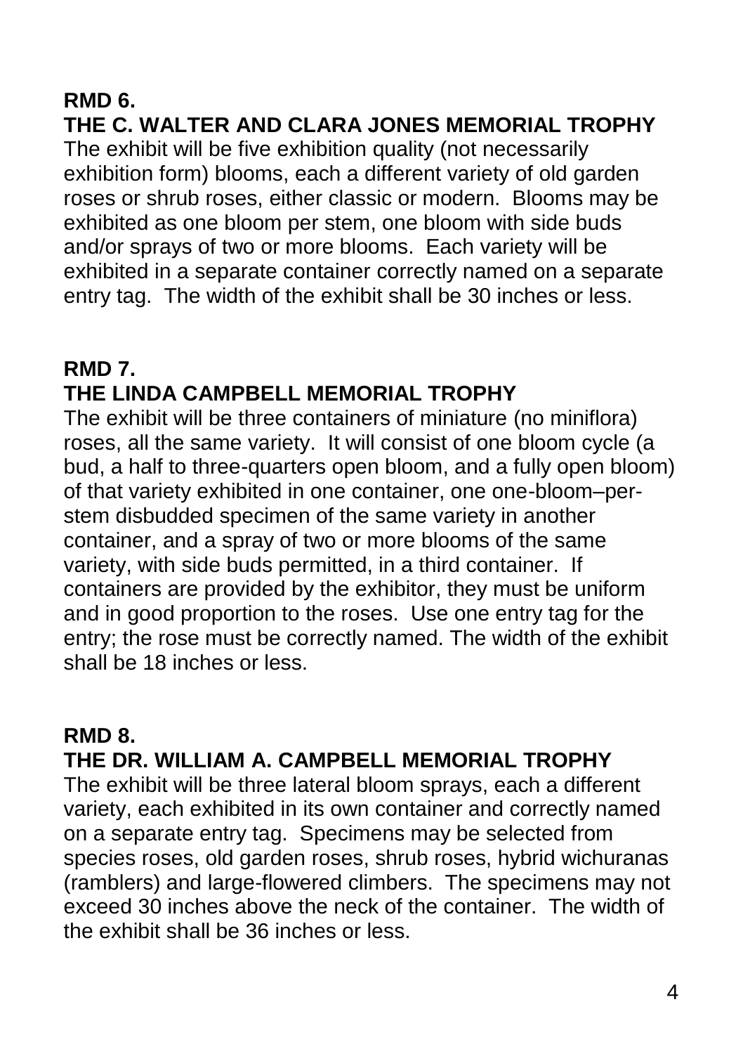**RMD 6.**
**THE C. WALTER AND CLARA JONES MEMORIAL TROPHY**

The exhibit will be five exhibition quality (not necessarily exhibition form) blooms, each a different variety of old garden roses or shrub roses, either classic or modern. Blooms may be exhibited as one bloom per stem, one bloom with side buds and/or sprays of two or more blooms. Each variety will be exhibited in a separate container correctly named on a separate entry tag. The width of the exhibit shall be 30 inches or less.

**RMD 7.**
**THE LINDA CAMPBELL MEMORIAL TROPHY**

The exhibit will be three containers of miniature (no miniflora) roses, all the same variety. It will consist of one bloom cycle (a bud, a half to three-quarters open bloom, and a fully open bloom) of that variety exhibited in one container, one one-bloom–per-stem disbudded specimen of the same variety in another container, and a spray of two or more blooms of the same variety, with side buds permitted, in a third container. If containers are provided by the exhibitor, they must be uniform and in good proportion to the roses. Use one entry tag for the entry; the rose must be correctly named. The width of the exhibit shall be 18 inches or less.

**RMD 8.**
**THE DR. WILLIAM A. CAMPBELL MEMORIAL TROPHY**

The exhibit will be three lateral bloom sprays, each a different variety, each exhibited in its own container and correctly named on a separate entry tag. Specimens may be selected from species roses, old garden roses, shrub roses, hybrid wichuranas (ramblers) and large-flowered climbers. The specimens may not exceed 30 inches above the neck of the container. The width of the exhibit shall be 36 inches or less.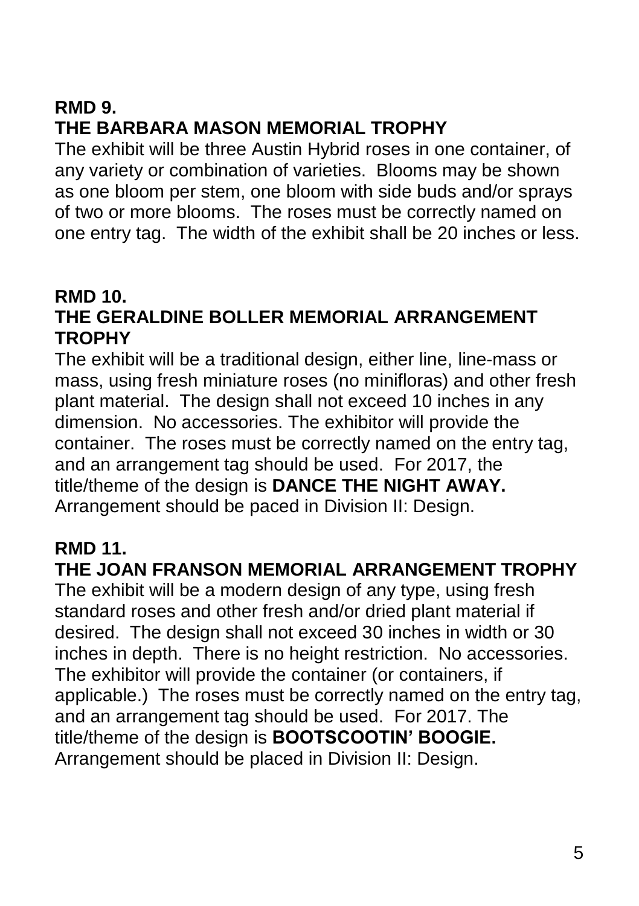## RMD 9.
## THE BARBARA MASON MEMORIAL TROPHY

The exhibit will be three Austin Hybrid roses in one container, of any variety or combination of varieties. Blooms may be shown as one bloom per stem, one bloom with side buds and/or sprays of two or more blooms. The roses must be correctly named on one entry tag. The width of the exhibit shall be 20 inches or less.

## RMD 10.
## THE GERALDINE BOLLER MEMORIAL ARRANGEMENT TROPHY

The exhibit will be a traditional design, either line, line-mass or mass, using fresh miniature roses (no minifloras) and other fresh plant material. The design shall not exceed 10 inches in any dimension. No accessories. The exhibitor will provide the container. The roses must be correctly named on the entry tag, and an arrangement tag should be used. For 2017, the title/theme of the design is **DANCE THE NIGHT AWAY.** Arrangement should be paced in Division II: Design.

## RMD 11.
## THE JOAN FRANSON MEMORIAL ARRANGEMENT TROPHY

The exhibit will be a modern design of any type, using fresh standard roses and other fresh and/or dried plant material if desired. The design shall not exceed 30 inches in width or 30 inches in depth. There is no height restriction. No accessories. The exhibitor will provide the container (or containers, if applicable.) The roses must be correctly named on the entry tag, and an arrangement tag should be used. For 2017. The title/theme of the design is **BOOTSCOOTIN' BOOGIE.** Arrangement should be placed in Division II: Design.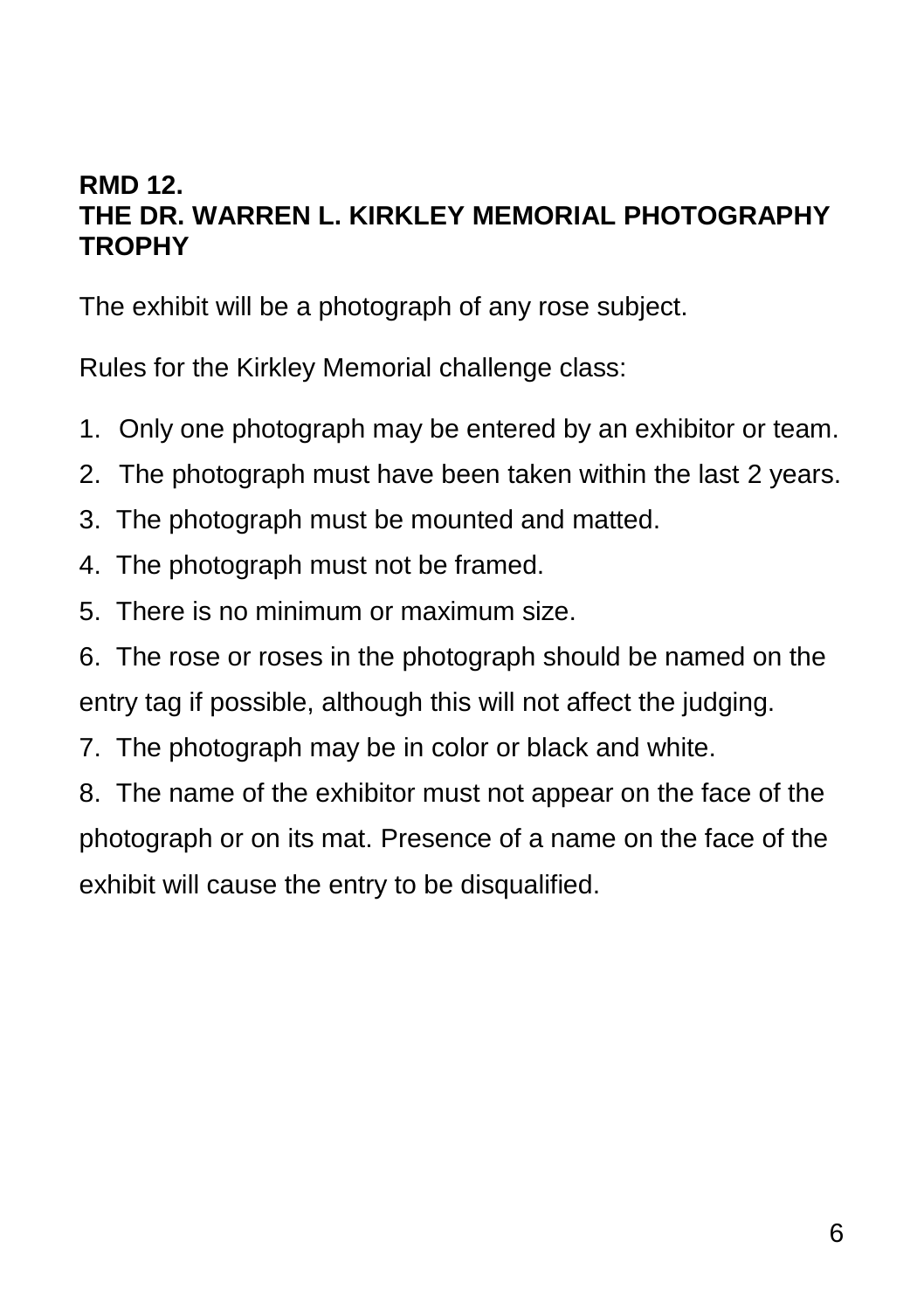**RMD 12.**
**THE DR. WARREN L. KIRKLEY MEMORIAL PHOTOGRAPHY TROPHY**

The exhibit will be a photograph of any rose subject.

Rules for the Kirkley Memorial challenge class:

1. Only one photograph may be entered by an exhibitor or team.
2. The photograph must have been taken within the last 2 years.
3. The photograph must be mounted and matted.
4. The photograph must not be framed.
5. There is no minimum or maximum size.
6. The rose or roses in the photograph should be named on the entry tag if possible, although this will not affect the judging.
7. The photograph may be in color or black and white.
8. The name of the exhibitor must not appear on the face of the photograph or on its mat. Presence of a name on the face of the exhibit will cause the entry to be disqualified.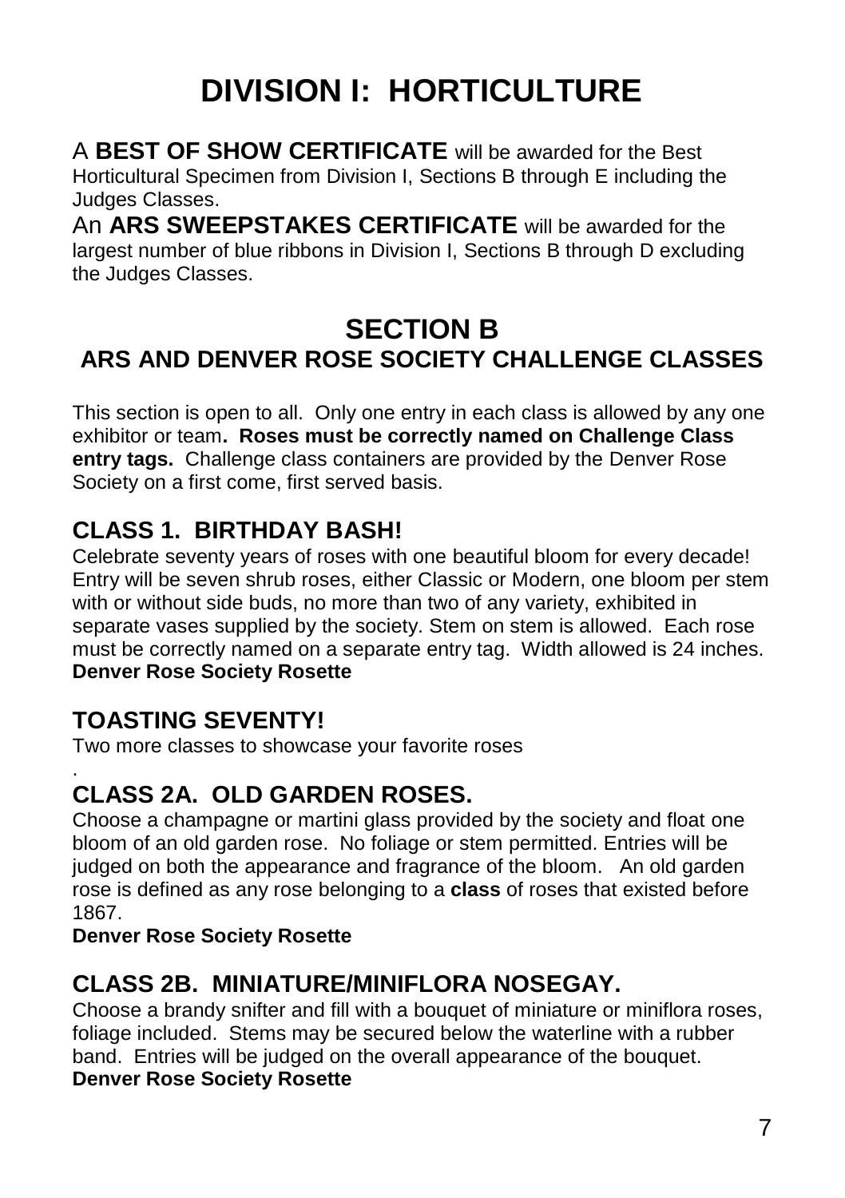# DIVISION I: HORTICULTURE

A **BEST OF SHOW CERTIFICATE** will be awarded for the Best Horticultural Specimen from Division I, Sections B through E including the Judges Classes.

An **ARS SWEEPSTAKES CERTIFICATE** will be awarded for the largest number of blue ribbons in Division I, Sections B through D excluding the Judges Classes.

## SECTION B

## ARS AND DENVER ROSE SOCIETY CHALLENGE CLASSES

This section is open to all. Only one entry in each class is allowed by any one exhibitor or team**. Roses must be correctly named on Challenge Class entry tags.** Challenge class containers are provided by the Denver Rose Society on a first come, first served basis.

### CLASS 1. BIRTHDAY BASH!

Celebrate seventy years of roses with one beautiful bloom for every decade! Entry will be seven shrub roses, either Classic or Modern, one bloom per stem with or without side buds, no more than two of any variety, exhibited in separate vases supplied by the society. Stem on stem is allowed. Each rose must be correctly named on a separate entry tag. Width allowed is 24 inches.
**Denver Rose Society Rosette**

### TOASTING SEVENTY!

Two more classes to showcase your favorite roses
.

### CLASS 2A. OLD GARDEN ROSES.

Choose a champagne or martini glass provided by the society and float one bloom of an old garden rose. No foliage or stem permitted. Entries will be judged on both the appearance and fragrance of the bloom. An old garden rose is defined as any rose belonging to a **class** of roses that existed before 1867.
**Denver Rose Society Rosette**

### CLASS 2B. MINIATURE/MINIFLORA NOSEGAY.

Choose a brandy snifter and fill with a bouquet of miniature or miniflora roses, foliage included. Stems may be secured below the waterline with a rubber band. Entries will be judged on the overall appearance of the bouquet.
**Denver Rose Society Rosette**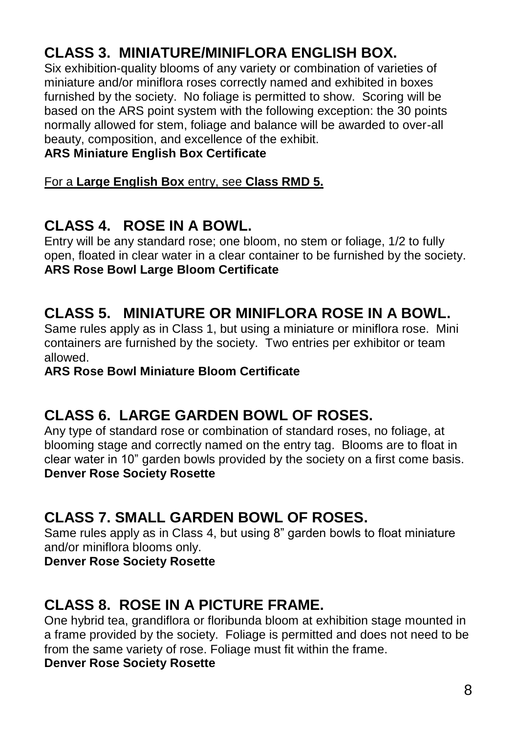## CLASS 3. MINIATURE/MINIFLORA ENGLISH BOX.

Six exhibition-quality blooms of any variety or combination of varieties of miniature and/or miniflora roses correctly named and exhibited in boxes furnished by the society. No foliage is permitted to show. Scoring will be based on the ARS point system with the following exception: the 30 points normally allowed for stem, foliage and balance will be awarded to over-all beauty, composition, and excellence of the exhibit.

**ARS Miniature English Box Certificate**

For a **Large English Box** entry, see **Class RMD 5.**

## CLASS 4. ROSE IN A BOWL.

Entry will be any standard rose; one bloom, no stem or foliage, 1/2 to fully open, floated in clear water in a clear container to be furnished by the society.

**ARS Rose Bowl Large Bloom Certificate**

## CLASS 5. MINIATURE OR MINIFLORA ROSE IN A BOWL.

Same rules apply as in Class 1, but using a miniature or miniflora rose. Mini containers are furnished by the society. Two entries per exhibitor or team allowed.

**ARS Rose Bowl Miniature Bloom Certificate**

## CLASS 6. LARGE GARDEN BOWL OF ROSES.

Any type of standard rose or combination of standard roses, no foliage, at blooming stage and correctly named on the entry tag. Blooms are to float in clear water in 10" garden bowls provided by the society on a first come basis.

**Denver Rose Society Rosette**

## CLASS 7. SMALL GARDEN BOWL OF ROSES.

Same rules apply as in Class 4, but using 8" garden bowls to float miniature and/or miniflora blooms only.

**Denver Rose Society Rosette**

## CLASS 8. ROSE IN A PICTURE FRAME.

One hybrid tea, grandiflora or floribunda bloom at exhibition stage mounted in a frame provided by the society. Foliage is permitted and does not need to be from the same variety of rose. Foliage must fit within the frame.

**Denver Rose Society Rosette**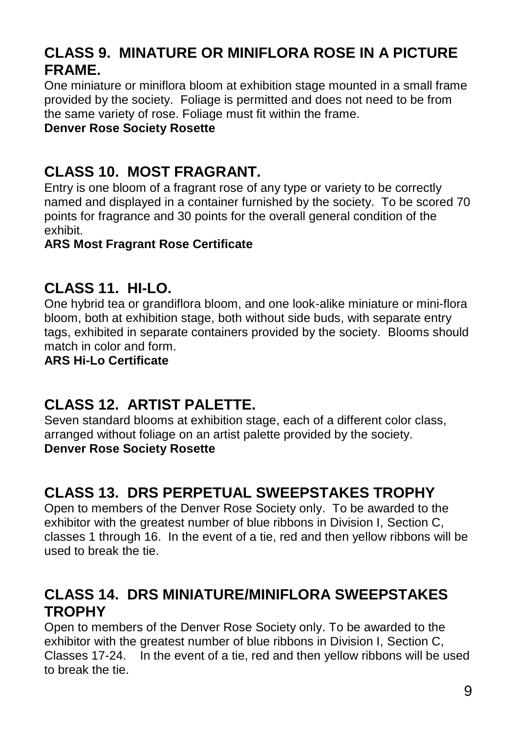## CLASS 9. MINATURE OR MINIFLORA ROSE IN A PICTURE FRAME.

One miniature or miniflora bloom at exhibition stage mounted in a small frame provided by the society. Foliage is permitted and does not need to be from the same variety of rose. Foliage must fit within the frame.

**Denver Rose Society Rosette**

## CLASS 10. MOST FRAGRANT.

Entry is one bloom of a fragrant rose of any type or variety to be correctly named and displayed in a container furnished by the society. To be scored 70 points for fragrance and 30 points for the overall general condition of the exhibit.

**ARS Most Fragrant Rose Certificate**

## CLASS 11. HI-LO.

One hybrid tea or grandiflora bloom, and one look-alike miniature or mini-flora bloom, both at exhibition stage, both without side buds, with separate entry tags, exhibited in separate containers provided by the society. Blooms should match in color and form.

**ARS Hi-Lo Certificate**

## CLASS 12. ARTIST PALETTE.

Seven standard blooms at exhibition stage, each of a different color class, arranged without foliage on an artist palette provided by the society.

**Denver Rose Society Rosette**

## CLASS 13. DRS PERPETUAL SWEEPSTAKES TROPHY

Open to members of the Denver Rose Society only. To be awarded to the exhibitor with the greatest number of blue ribbons in Division I, Section C, classes 1 through 16. In the event of a tie, red and then yellow ribbons will be used to break the tie.

## CLASS 14. DRS MINIATURE/MINIFLORA SWEEPSTAKES TROPHY

Open to members of the Denver Rose Society only. To be awarded to the exhibitor with the greatest number of blue ribbons in Division I, Section C, Classes 17-24. In the event of a tie, red and then yellow ribbons will be used to break the tie.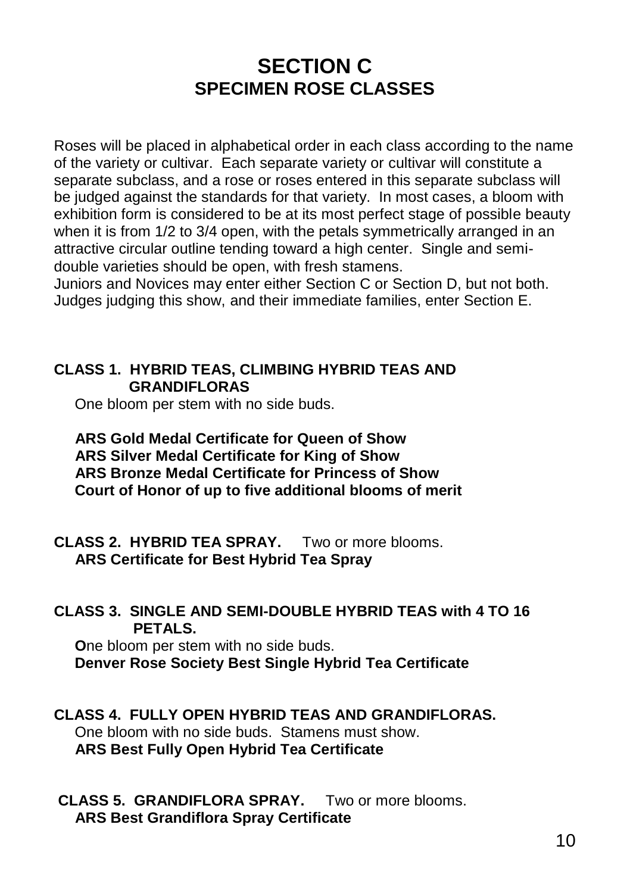# SECTION C
## SPECIMEN ROSE CLASSES

Roses will be placed in alphabetical order in each class according to the name of the variety or cultivar. Each separate variety or cultivar will constitute a separate subclass, and a rose or roses entered in this separate subclass will be judged against the standards for that variety. In most cases, a bloom with exhibition form is considered to be at its most perfect stage of possible beauty when it is from 1/2 to 3/4 open, with the petals symmetrically arranged in an attractive circular outline tending toward a high center. Single and semi-double varieties should be open, with fresh stamens.
Juniors and Novices may enter either Section C or Section D, but not both. Judges judging this show, and their immediate families, enter Section E.

**CLASS 1. HYBRID TEAS, CLIMBING HYBRID TEAS AND GRANDIFLORAS**

One bloom per stem with no side buds.

**ARS Gold Medal Certificate for Queen of Show**
**ARS Silver Medal Certificate for King of Show**
**ARS Bronze Medal Certificate for Princess of Show**
**Court of Honor of up to five additional blooms of merit**

**CLASS 2. HYBRID TEA SPRAY.** Two or more blooms.
**ARS Certificate for Best Hybrid Tea Spray**

**CLASS 3. SINGLE AND SEMI-DOUBLE HYBRID TEAS with 4 TO 16 PETALS.**

**O**ne bloom per stem with no side buds.
**Denver Rose Society Best Single Hybrid Tea Certificate**

**CLASS 4. FULLY OPEN HYBRID TEAS AND GRANDIFLORAS.**

One bloom with no side buds. Stamens must show.
**ARS Best Fully Open Hybrid Tea Certificate**

**CLASS 5. GRANDIFLORA SPRAY.** Two or more blooms.
**ARS Best Grandiflora Spray Certificate**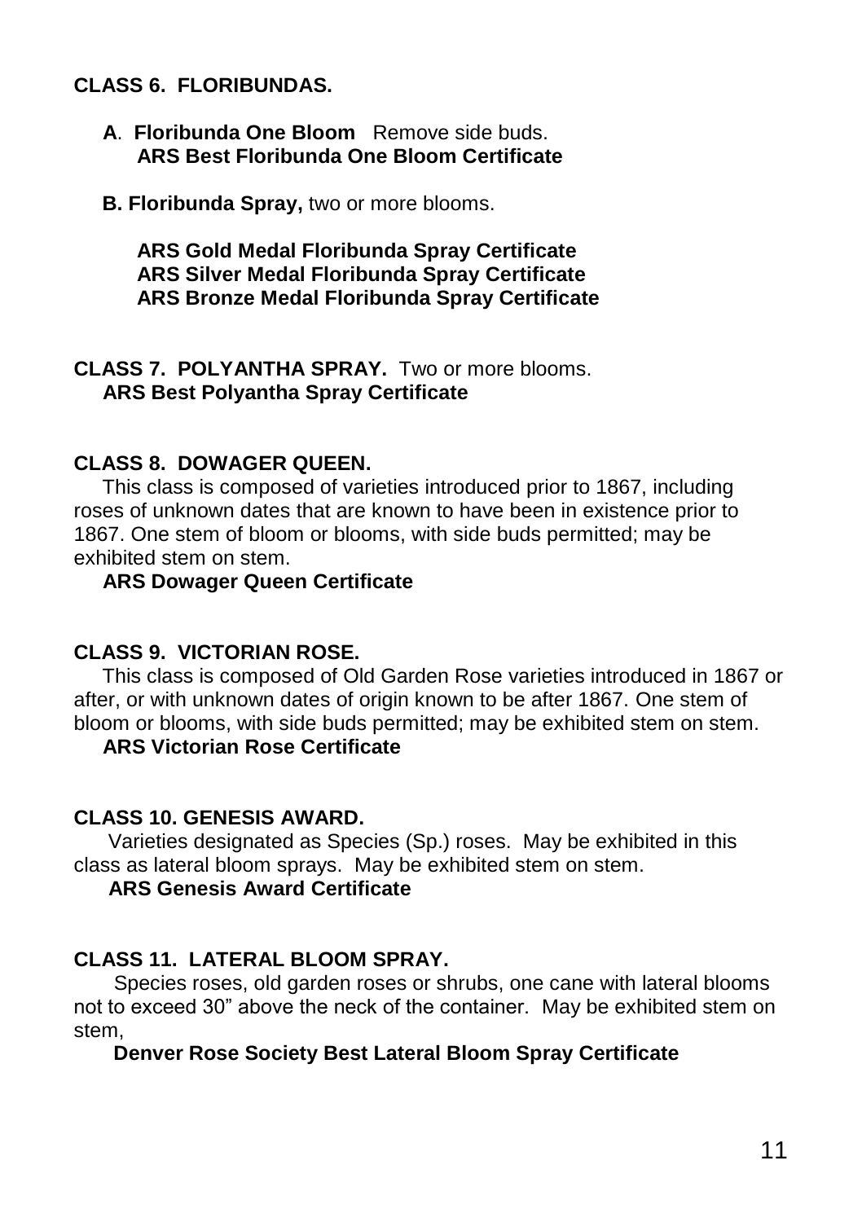## CLASS 6. FLORIBUNDAS.

**A**. **Floribunda One Bloom** Remove side buds.
**ARS Best Floribunda One Bloom Certificate**

**B. Floribunda Spray,** two or more blooms.

**ARS Gold Medal Floribunda Spray Certificate**
**ARS Silver Medal Floribunda Spray Certificate**
**ARS Bronze Medal Floribunda Spray Certificate**

## CLASS 7. POLYANTHA SPRAY. Two or more blooms.

**ARS Best Polyantha Spray Certificate**

## CLASS 8. DOWAGER QUEEN.

This class is composed of varieties introduced prior to 1867, including roses of unknown dates that are known to have been in existence prior to 1867. One stem of bloom or blooms, with side buds permitted; may be exhibited stem on stem.

**ARS Dowager Queen Certificate**

## CLASS 9. VICTORIAN ROSE.

This class is composed of Old Garden Rose varieties introduced in 1867 or after, or with unknown dates of origin known to be after 1867. One stem of bloom or blooms, with side buds permitted; may be exhibited stem on stem.

**ARS Victorian Rose Certificate**

## CLASS 10. GENESIS AWARD.

Varieties designated as Species (Sp.) roses. May be exhibited in this class as lateral bloom sprays. May be exhibited stem on stem.

**ARS Genesis Award Certificate**

## CLASS 11. LATERAL BLOOM SPRAY.

Species roses, old garden roses or shrubs, one cane with lateral blooms not to exceed 30" above the neck of the container. May be exhibited stem on stem,

**Denver Rose Society Best Lateral Bloom Spray Certificate**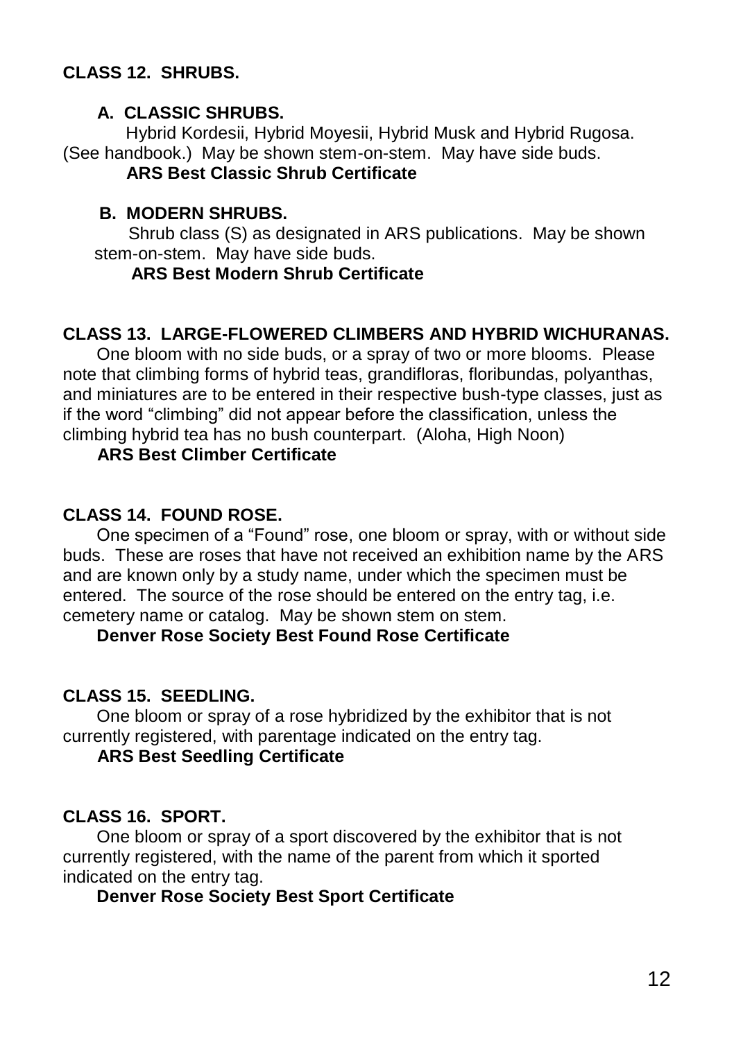## CLASS 12. SHRUBS.

### A. CLASSIC SHRUBS.

Hybrid Kordesii, Hybrid Moyesii, Hybrid Musk and Hybrid Rugosa. (See handbook.) May be shown stem-on-stem. May have side buds.

**ARS Best Classic Shrub Certificate**

### B. MODERN SHRUBS.

Shrub class (S) as designated in ARS publications. May be shown stem-on-stem. May have side buds.

**ARS Best Modern Shrub Certificate**

## CLASS 13. LARGE-FLOWERED CLIMBERS AND HYBRID WICHURANAS.

One bloom with no side buds, or a spray of two or more blooms. Please note that climbing forms of hybrid teas, grandifloras, floribundas, polyanthas, and miniatures are to be entered in their respective bush-type classes, just as if the word "climbing" did not appear before the classification, unless the climbing hybrid tea has no bush counterpart. (Aloha, High Noon)

**ARS Best Climber Certificate**

## CLASS 14. FOUND ROSE.

One specimen of a "Found" rose, one bloom or spray, with or without side buds. These are roses that have not received an exhibition name by the ARS and are known only by a study name, under which the specimen must be entered. The source of the rose should be entered on the entry tag, i.e. cemetery name or catalog. May be shown stem on stem.

**Denver Rose Society Best Found Rose Certificate**

## CLASS 15. SEEDLING.

One bloom or spray of a rose hybridized by the exhibitor that is not currently registered, with parentage indicated on the entry tag.

**ARS Best Seedling Certificate**

## CLASS 16. SPORT.

One bloom or spray of a sport discovered by the exhibitor that is not currently registered, with the name of the parent from which it sported indicated on the entry tag.

**Denver Rose Society Best Sport Certificate**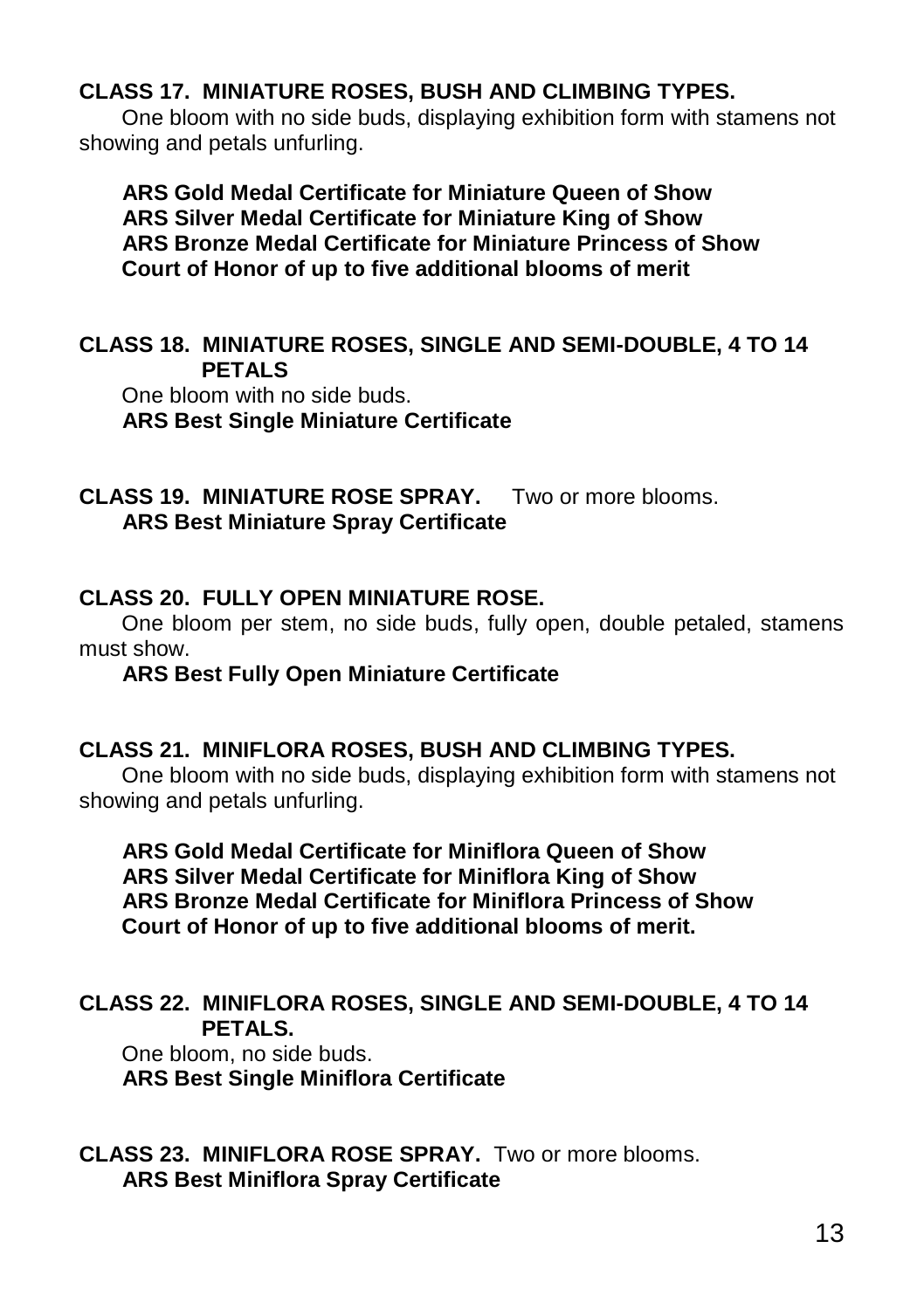**CLASS 17. MINIATURE ROSES, BUSH AND CLIMBING TYPES.**

One bloom with no side buds, displaying exhibition form with stamens not showing and petals unfurling.

**ARS Gold Medal Certificate for Miniature Queen of Show**
**ARS Silver Medal Certificate for Miniature King of Show**
**ARS Bronze Medal Certificate for Miniature Princess of Show**
**Court of Honor of up to five additional blooms of merit**

**CLASS 18. MINIATURE ROSES, SINGLE AND SEMI-DOUBLE, 4 TO 14 PETALS**

One bloom with no side buds.
**ARS Best Single Miniature Certificate**

**CLASS 19. MINIATURE ROSE SPRAY.** Two or more blooms.
**ARS Best Miniature Spray Certificate**

**CLASS 20. FULLY OPEN MINIATURE ROSE.**

One bloom per stem, no side buds, fully open, double petaled, stamens must show.
**ARS Best Fully Open Miniature Certificate**

**CLASS 21. MINIFLORA ROSES, BUSH AND CLIMBING TYPES.**

One bloom with no side buds, displaying exhibition form with stamens not showing and petals unfurling.

**ARS Gold Medal Certificate for Miniflora Queen of Show**
**ARS Silver Medal Certificate for Miniflora King of Show**
**ARS Bronze Medal Certificate for Miniflora Princess of Show**
**Court of Honor of up to five additional blooms of merit.**

**CLASS 22. MINIFLORA ROSES, SINGLE AND SEMI-DOUBLE, 4 TO 14 PETALS.**

One bloom, no side buds.
**ARS Best Single Miniflora Certificate**

**CLASS 23. MINIFLORA ROSE SPRAY.** Two or more blooms.
**ARS Best Miniflora Spray Certificate**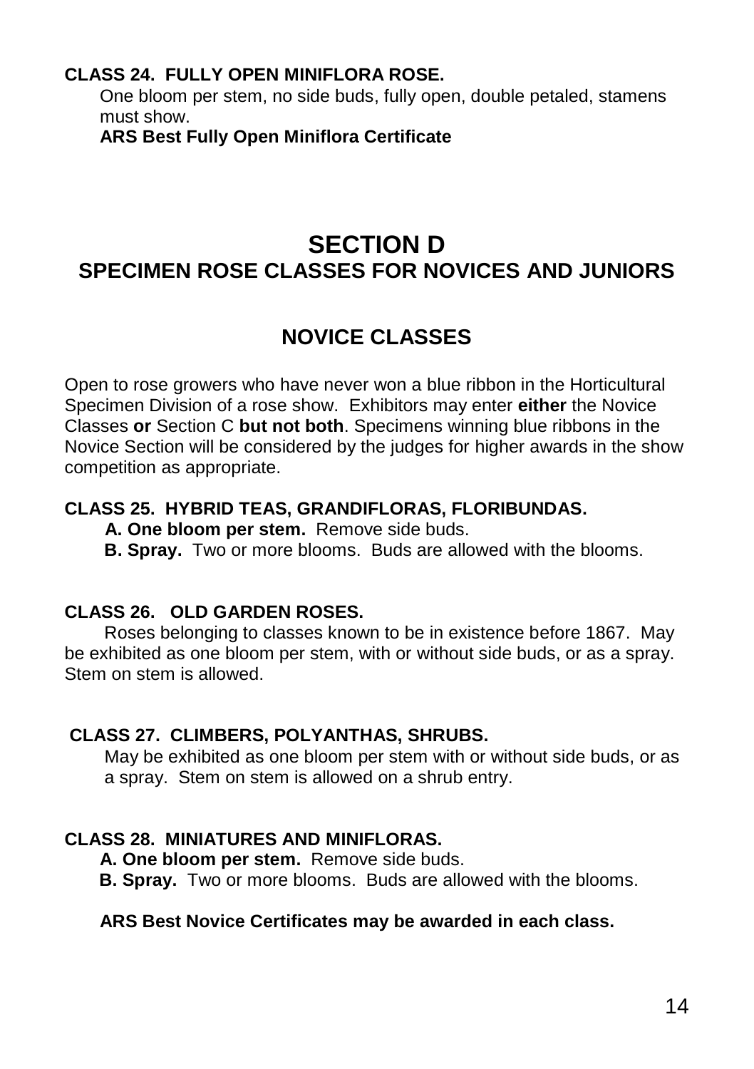**CLASS 24. FULLY OPEN MINIFLORA ROSE.**

One bloom per stem, no side buds, fully open, double petaled, stamens must show.

**ARS Best Fully Open Miniflora Certificate**

# SECTION D
## SPECIMEN ROSE CLASSES FOR NOVICES AND JUNIORS

## NOVICE CLASSES

Open to rose growers who have never won a blue ribbon in the Horticultural Specimen Division of a rose show. Exhibitors may enter **either** the Novice Classes **or** Section C **but not both**. Specimens winning blue ribbons in the Novice Section will be considered by the judges for higher awards in the show competition as appropriate.

**CLASS 25. HYBRID TEAS, GRANDIFLORAS, FLORIBUNDAS.**

**A. One bloom per stem.** Remove side buds.

**B. Spray.** Two or more blooms. Buds are allowed with the blooms.

**CLASS 26. OLD GARDEN ROSES.**

Roses belonging to classes known to be in existence before 1867. May be exhibited as one bloom per stem, with or without side buds, or as a spray. Stem on stem is allowed.

**CLASS 27. CLIMBERS, POLYANTHAS, SHRUBS.**

May be exhibited as one bloom per stem with or without side buds, or as a spray. Stem on stem is allowed on a shrub entry.

**CLASS 28. MINIATURES AND MINIFLORAS.**

**A. One bloom per stem.** Remove side buds.

**B. Spray.** Two or more blooms. Buds are allowed with the blooms.

**ARS Best Novice Certificates may be awarded in each class.**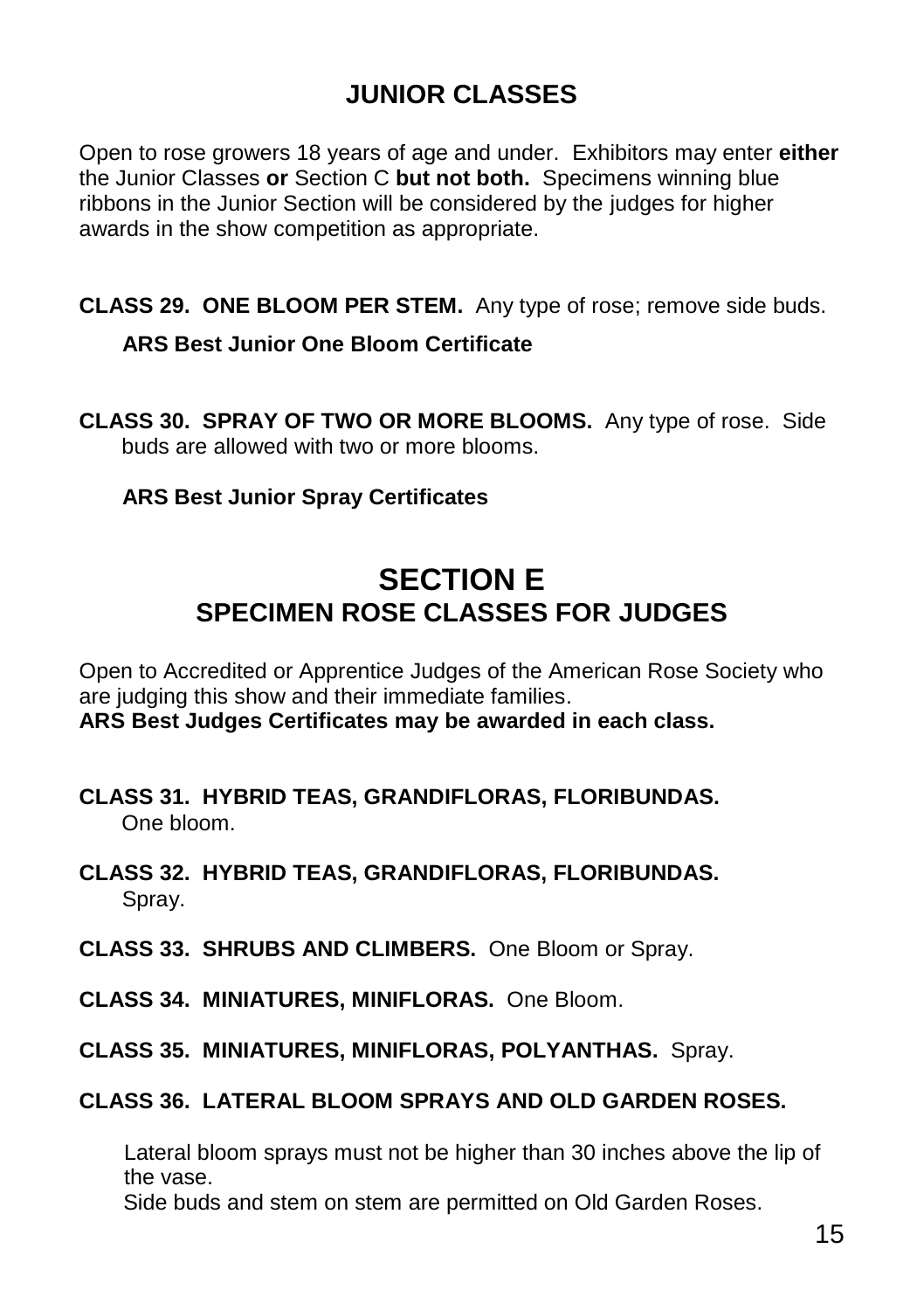## JUNIOR CLASSES

Open to rose growers 18 years of age and under. Exhibitors may enter **either** the Junior Classes **or** Section C **but not both.** Specimens winning blue ribbons in the Junior Section will be considered by the judges for higher awards in the show competition as appropriate.

**CLASS 29. ONE BLOOM PER STEM.** Any type of rose; remove side buds.

**ARS Best Junior One Bloom Certificate**

**CLASS 30. SPRAY OF TWO OR MORE BLOOMS.** Any type of rose. Side buds are allowed with two or more blooms.

**ARS Best Junior Spray Certificates**

# SECTION E
## SPECIMEN ROSE CLASSES FOR JUDGES

Open to Accredited or Apprentice Judges of the American Rose Society who are judging this show and their immediate families.
**ARS Best Judges Certificates may be awarded in each class.**

**CLASS 31. HYBRID TEAS, GRANDIFLORAS, FLORIBUNDAS.** One bloom.

**CLASS 32. HYBRID TEAS, GRANDIFLORAS, FLORIBUNDAS.** Spray.

**CLASS 33. SHRUBS AND CLIMBERS.** One Bloom or Spray.

**CLASS 34. MINIATURES, MINIFLORAS.** One Bloom.

**CLASS 35. MINIATURES, MINIFLORAS, POLYANTHAS.** Spray.

**CLASS 36. LATERAL BLOOM SPRAYS AND OLD GARDEN ROSES.**

Lateral bloom sprays must not be higher than 30 inches above the lip of the vase.
Side buds and stem on stem are permitted on Old Garden Roses.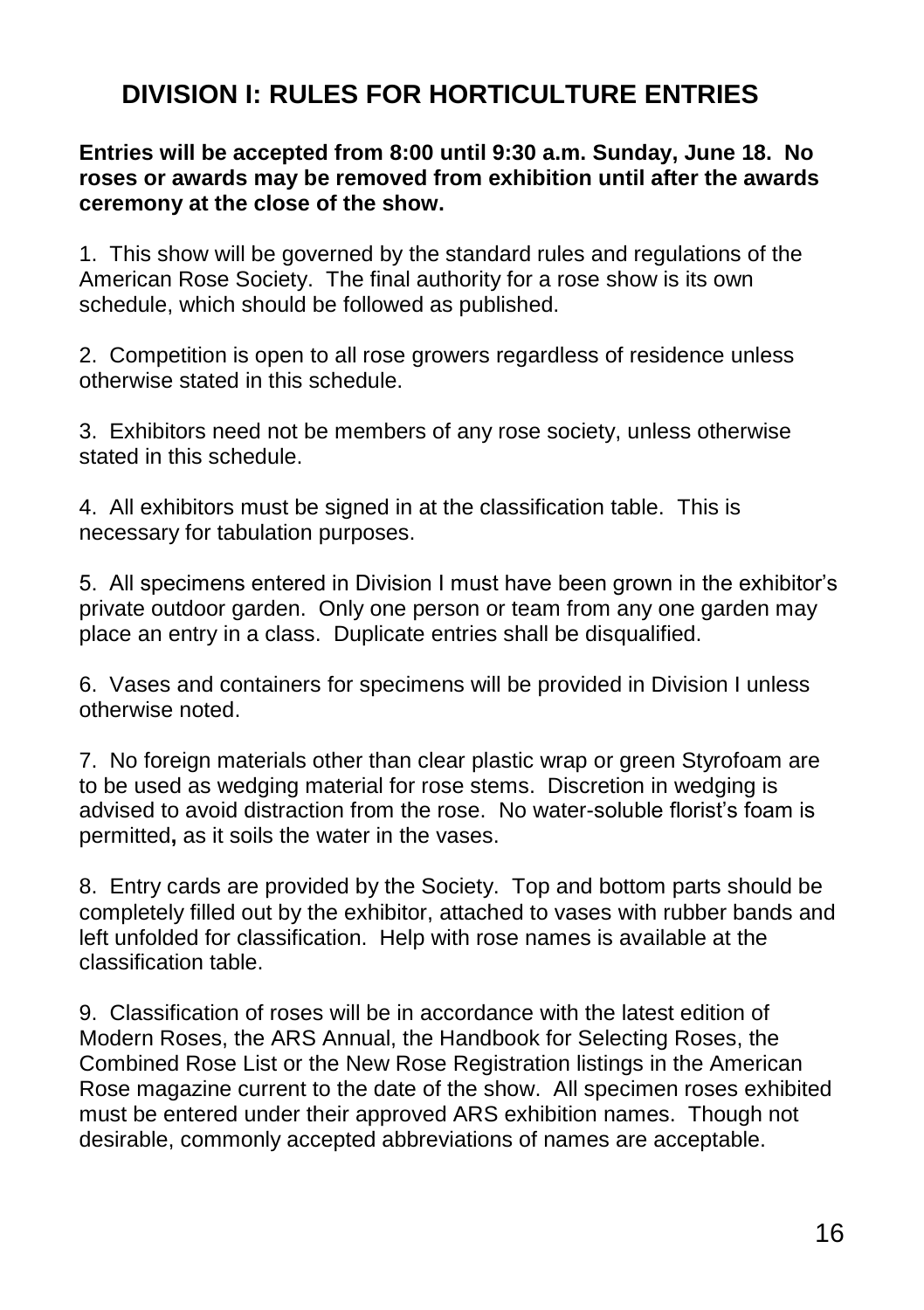# DIVISION I: RULES FOR HORTICULTURE ENTRIES

**Entries will be accepted from 8:00 until 9:30 a.m. Sunday, June 18. No roses or awards may be removed from exhibition until after the awards ceremony at the close of the show.**

1. This show will be governed by the standard rules and regulations of the American Rose Society. The final authority for a rose show is its own schedule, which should be followed as published.

2. Competition is open to all rose growers regardless of residence unless otherwise stated in this schedule.

3. Exhibitors need not be members of any rose society, unless otherwise stated in this schedule.

4. All exhibitors must be signed in at the classification table. This is necessary for tabulation purposes.

5. All specimens entered in Division I must have been grown in the exhibitor's private outdoor garden. Only one person or team from any one garden may place an entry in a class. Duplicate entries shall be disqualified.

6. Vases and containers for specimens will be provided in Division I unless otherwise noted.

7. No foreign materials other than clear plastic wrap or green Styrofoam are to be used as wedging material for rose stems. Discretion in wedging is advised to avoid distraction from the rose. No water-soluble florist's foam is permitted**,** as it soils the water in the vases.

8. Entry cards are provided by the Society. Top and bottom parts should be completely filled out by the exhibitor, attached to vases with rubber bands and left unfolded for classification. Help with rose names is available at the classification table.

9. Classification of roses will be in accordance with the latest edition of Modern Roses, the ARS Annual, the Handbook for Selecting Roses, the Combined Rose List or the New Rose Registration listings in the American Rose magazine current to the date of the show. All specimen roses exhibited must be entered under their approved ARS exhibition names. Though not desirable, commonly accepted abbreviations of names are acceptable.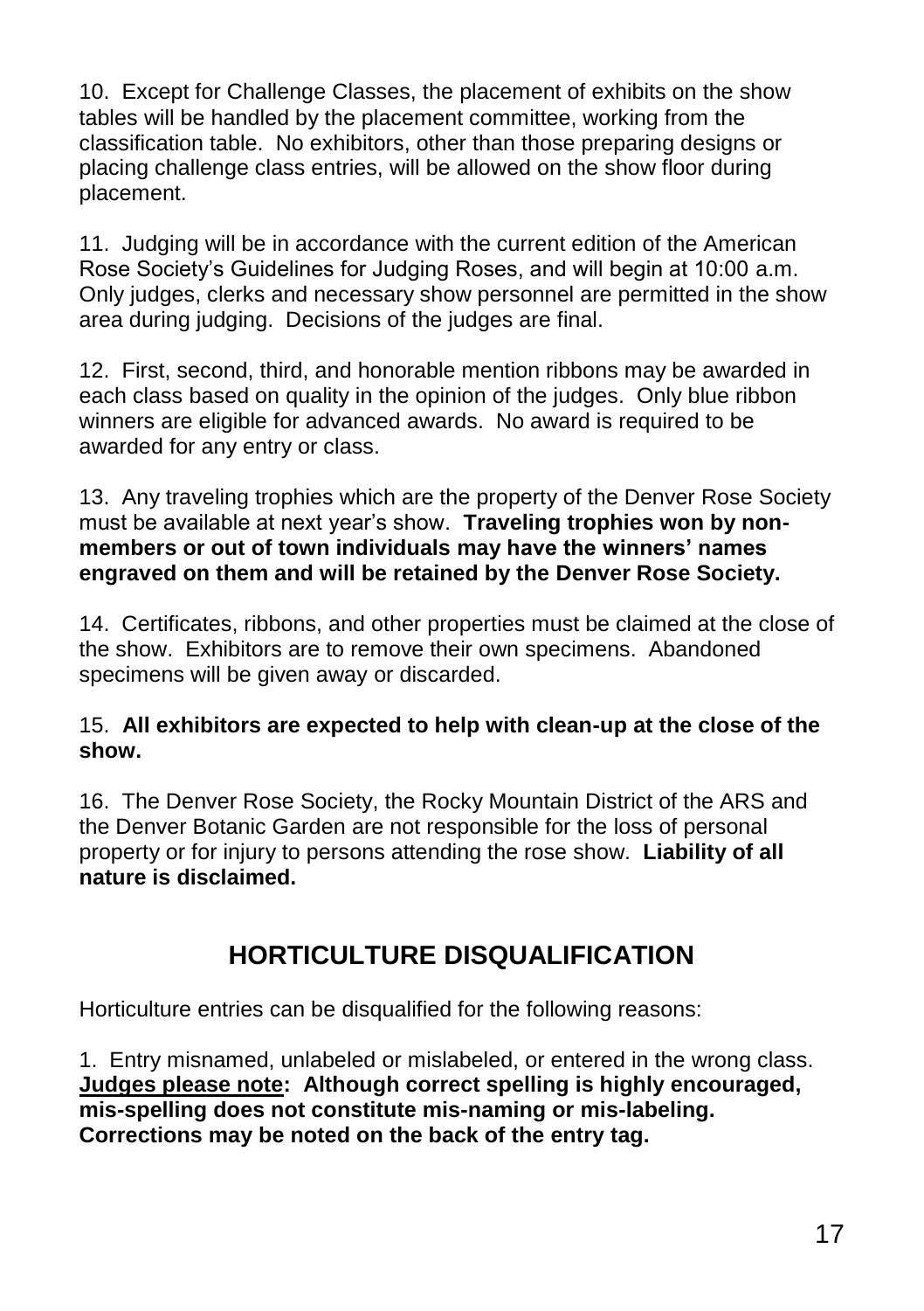10. Except for Challenge Classes, the placement of exhibits on the show tables will be handled by the placement committee, working from the classification table. No exhibitors, other than those preparing designs or placing challenge class entries, will be allowed on the show floor during placement.

11. Judging will be in accordance with the current edition of the American Rose Society's Guidelines for Judging Roses, and will begin at 10:00 a.m. Only judges, clerks and necessary show personnel are permitted in the show area during judging. Decisions of the judges are final.

12. First, second, third, and honorable mention ribbons may be awarded in each class based on quality in the opinion of the judges. Only blue ribbon winners are eligible for advanced awards. No award is required to be awarded for any entry or class.

13. Any traveling trophies which are the property of the Denver Rose Society must be available at next year's show. **Traveling trophies won by non-members or out of town individuals may have the winners' names engraved on them and will be retained by the Denver Rose Society.**

14. Certificates, ribbons, and other properties must be claimed at the close of the show. Exhibitors are to remove their own specimens. Abandoned specimens will be given away or discarded.

15. **All exhibitors are expected to help with clean-up at the close of the show.**

16. The Denver Rose Society, the Rocky Mountain District of the ARS and the Denver Botanic Garden are not responsible for the loss of personal property or for injury to persons attending the rose show. **Liability of all nature is disclaimed.**

## HORTICULTURE DISQUALIFICATION

Horticulture entries can be disqualified for the following reasons:

1. Entry misnamed, unlabeled or mislabeled, or entered in the wrong class. **<u>Judges please note</u>: Although correct spelling is highly encouraged, mis-spelling does not constitute mis-naming or mis-labeling. Corrections may be noted on the back of the entry tag.**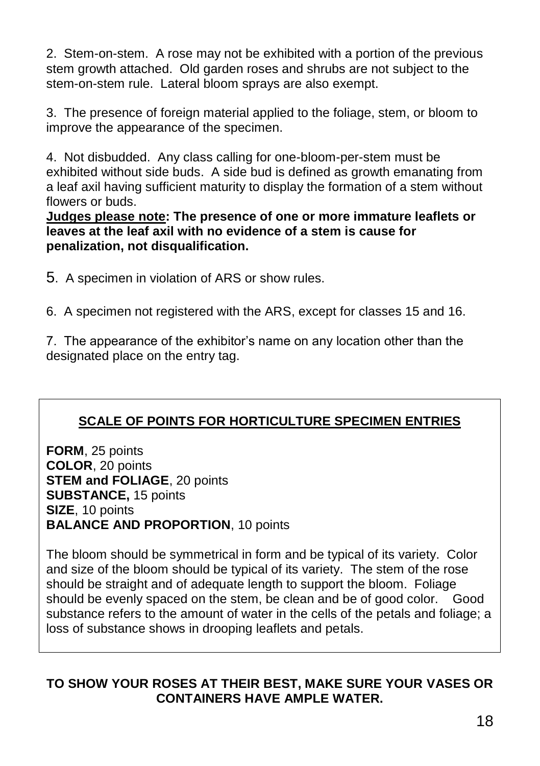2. Stem-on-stem. A rose may not be exhibited with a portion of the previous stem growth attached. Old garden roses and shrubs are not subject to the stem-on-stem rule. Lateral bloom sprays are also exempt.

3. The presence of foreign material applied to the foliage, stem, or bloom to improve the appearance of the specimen.

4. Not disbudded. Any class calling for one-bloom-per-stem must be exhibited without side buds. A side bud is defined as growth emanating from a leaf axil having sufficient maturity to display the formation of a stem without flowers or buds.

**Judges please note: The presence of one or more immature leaflets or leaves at the leaf axil with no evidence of a stem is cause for penalization, not disqualification.**

5. A specimen in violation of ARS or show rules.

6. A specimen not registered with the ARS, except for classes 15 and 16.

7. The appearance of the exhibitor's name on any location other than the designated place on the entry tag.

## SCALE OF POINTS FOR HORTICULTURE SPECIMEN ENTRIES

**FORM**, 25 points
**COLOR**, 20 points
**STEM and FOLIAGE**, 20 points
**SUBSTANCE,** 15 points
**SIZE**, 10 points
**BALANCE AND PROPORTION**, 10 points

The bloom should be symmetrical in form and be typical of its variety. Color and size of the bloom should be typical of its variety. The stem of the rose should be straight and of adequate length to support the bloom. Foliage should be evenly spaced on the stem, be clean and be of good color. Good substance refers to the amount of water in the cells of the petals and foliage; a loss of substance shows in drooping leaflets and petals.

**TO SHOW YOUR ROSES AT THEIR BEST, MAKE SURE YOUR VASES OR CONTAINERS HAVE AMPLE WATER.**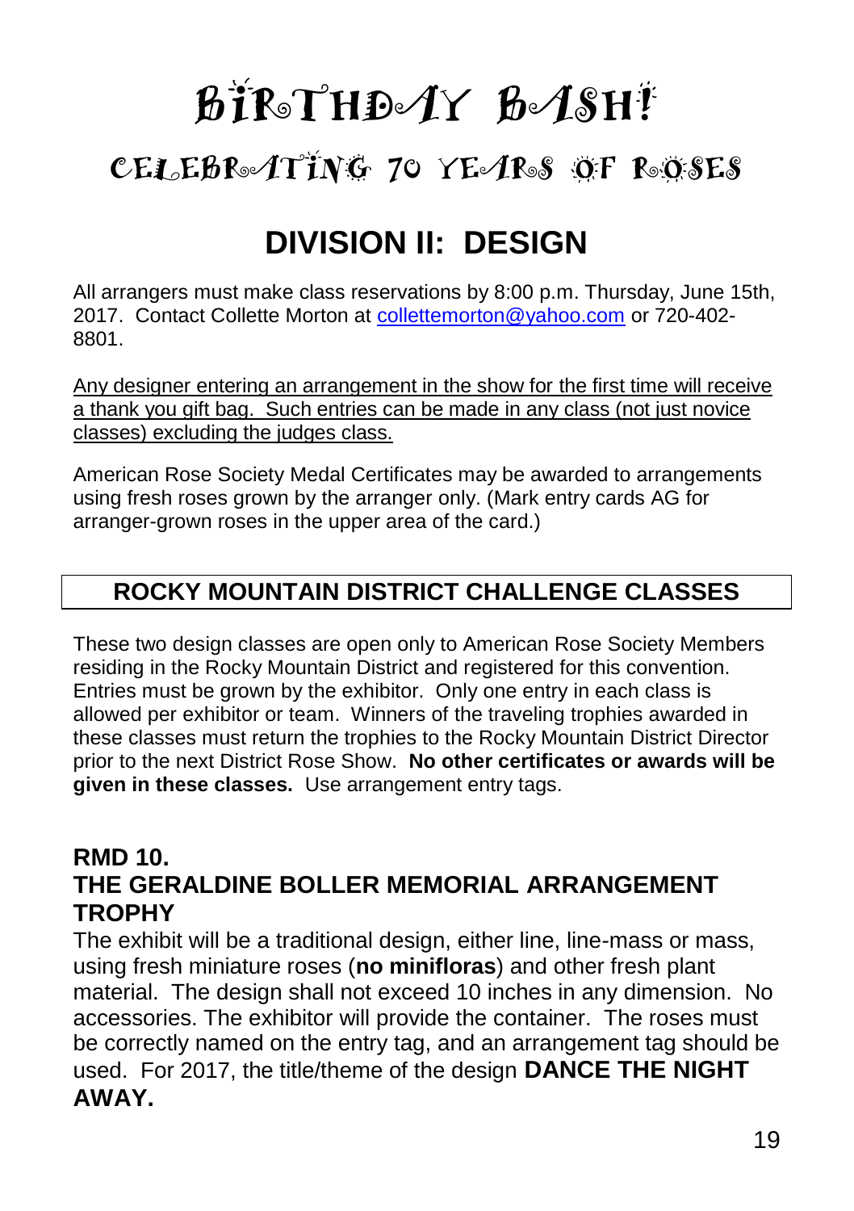# BIRTHDAY BASH!

## CELEBRATING 70 YEARS OF ROSES

# DIVISION II: DESIGN

All arrangers must make class reservations by 8:00 p.m. Thursday, June 15th, 2017. Contact Collette Morton at collettemorton@yahoo.com or 720-402-8801.

Any designer entering an arrangement in the show for the first time will receive a thank you gift bag. Such entries can be made in any class (not just novice classes) excluding the judges class.

American Rose Society Medal Certificates may be awarded to arrangements using fresh roses grown by the arranger only. (Mark entry cards AG for arranger-grown roses in the upper area of the card.)

## ROCKY MOUNTAIN DISTRICT CHALLENGE CLASSES

These two design classes are open only to American Rose Society Members residing in the Rocky Mountain District and registered for this convention. Entries must be grown by the exhibitor. Only one entry in each class is allowed per exhibitor or team. Winners of the traveling trophies awarded in these classes must return the trophies to the Rocky Mountain District Director prior to the next District Rose Show. **No other certificates or awards will be given in these classes.** Use arrangement entry tags.

### RMD 10.
### THE GERALDINE BOLLER MEMORIAL ARRANGEMENT TROPHY

The exhibit will be a traditional design, either line, line-mass or mass, using fresh miniature roses (**no minifloras**) and other fresh plant material. The design shall not exceed 10 inches in any dimension. No accessories. The exhibitor will provide the container. The roses must be correctly named on the entry tag, and an arrangement tag should be used. For 2017, the title/theme of the design **DANCE THE NIGHT AWAY.**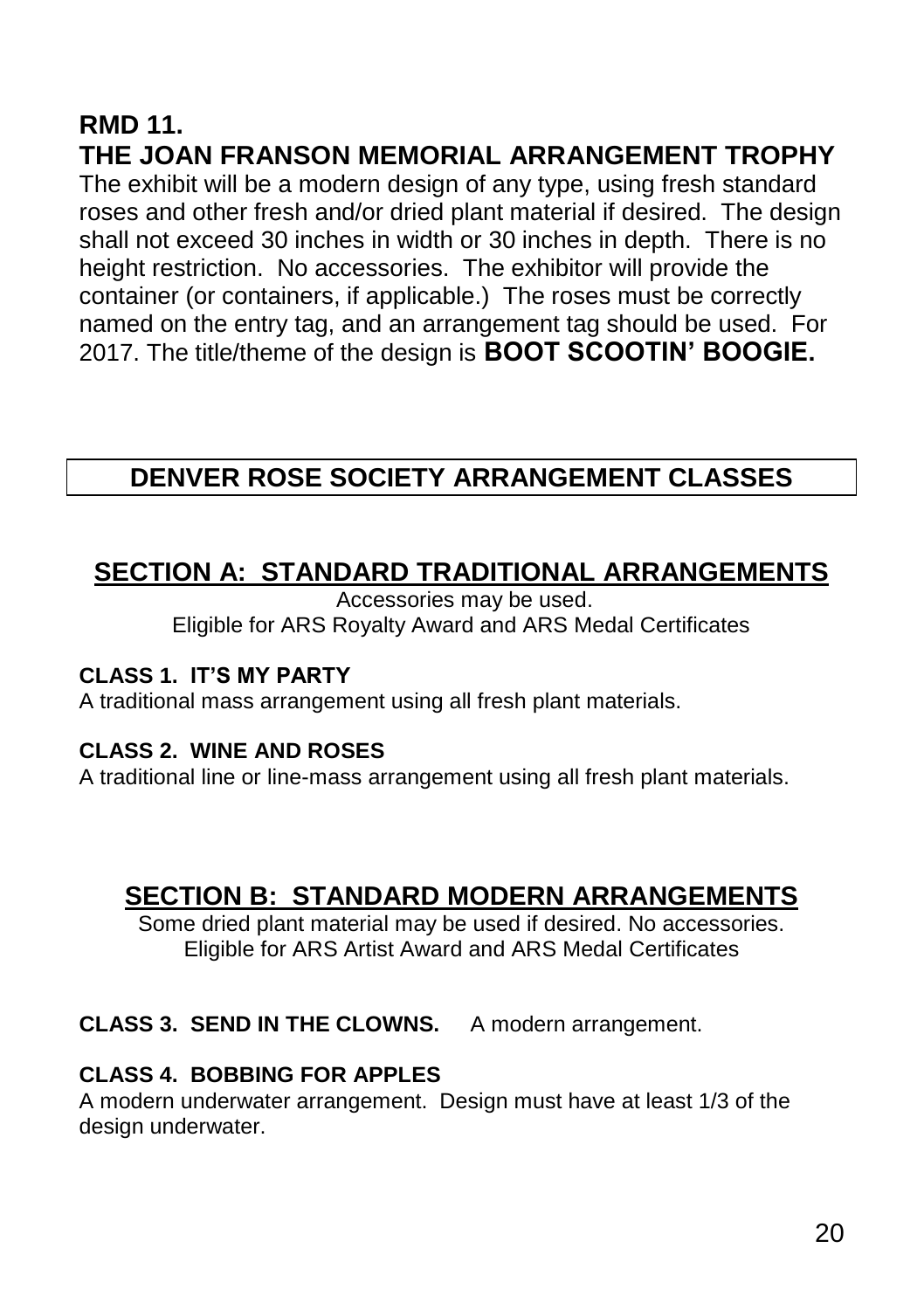**RMD 11.**

**THE JOAN FRANSON MEMORIAL ARRANGEMENT TROPHY**

The exhibit will be a modern design of any type, using fresh standard roses and other fresh and/or dried plant material if desired. The design shall not exceed 30 inches in width or 30 inches in depth. There is no height restriction. No accessories. The exhibitor will provide the container (or containers, if applicable.) The roses must be correctly named on the entry tag, and an arrangement tag should be used. For 2017. The title/theme of the design is **BOOT SCOOTIN' BOOGIE.**

## DENVER ROSE SOCIETY ARRANGEMENT CLASSES

## SECTION A: STANDARD TRADITIONAL ARRANGEMENTS

Accessories may be used.
Eligible for ARS Royalty Award and ARS Medal Certificates

**CLASS 1. IT'S MY PARTY**
A traditional mass arrangement using all fresh plant materials.

**CLASS 2. WINE AND ROSES**
A traditional line or line-mass arrangement using all fresh plant materials.

## SECTION B: STANDARD MODERN ARRANGEMENTS

Some dried plant material may be used if desired. No accessories.
Eligible for ARS Artist Award and ARS Medal Certificates

**CLASS 3. SEND IN THE CLOWNS.** A modern arrangement.

**CLASS 4. BOBBING FOR APPLES**
A modern underwater arrangement. Design must have at least 1/3 of the design underwater.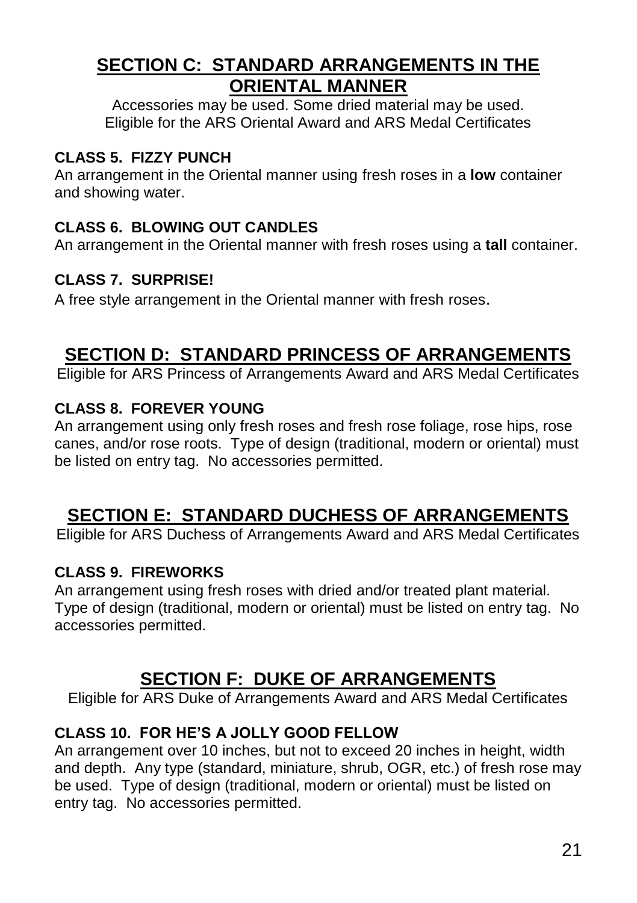## SECTION C: STANDARD ARRANGEMENTS IN THE ORIENTAL MANNER

Accessories may be used. Some dried material may be used.
Eligible for the ARS Oriental Award and ARS Medal Certificates

**CLASS 5. FIZZY PUNCH**
An arrangement in the Oriental manner using fresh roses in a **low** container and showing water.

**CLASS 6. BLOWING OUT CANDLES**
An arrangement in the Oriental manner with fresh roses using a **tall** container.

**CLASS 7. SURPRISE!**
A free style arrangement in the Oriental manner with fresh roses.

## SECTION D: STANDARD PRINCESS OF ARRANGEMENTS

Eligible for ARS Princess of Arrangements Award and ARS Medal Certificates

**CLASS 8. FOREVER YOUNG**
An arrangement using only fresh roses and fresh rose foliage, rose hips, rose canes, and/or rose roots. Type of design (traditional, modern or oriental) must be listed on entry tag. No accessories permitted.

## SECTION E: STANDARD DUCHESS OF ARRANGEMENTS

Eligible for ARS Duchess of Arrangements Award and ARS Medal Certificates

**CLASS 9. FIREWORKS**
An arrangement using fresh roses with dried and/or treated plant material. Type of design (traditional, modern or oriental) must be listed on entry tag. No accessories permitted.

## SECTION F: DUKE OF ARRANGEMENTS

Eligible for ARS Duke of Arrangements Award and ARS Medal Certificates

**CLASS 10. FOR HE'S A JOLLY GOOD FELLOW**
An arrangement over 10 inches, but not to exceed 20 inches in height, width and depth. Any type (standard, miniature, shrub, OGR, etc.) of fresh rose may be used. Type of design (traditional, modern or oriental) must be listed on entry tag. No accessories permitted.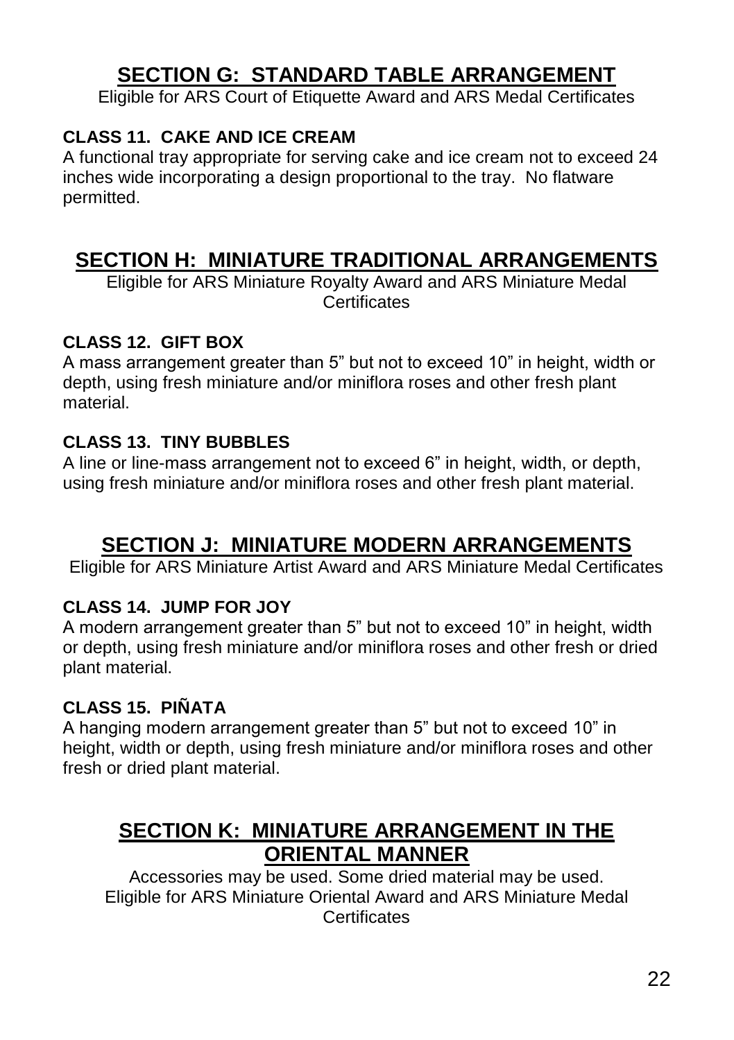## SECTION G: STANDARD TABLE ARRANGEMENT

Eligible for ARS Court of Etiquette Award and ARS Medal Certificates

**CLASS 11. CAKE AND ICE CREAM**

A functional tray appropriate for serving cake and ice cream not to exceed 24 inches wide incorporating a design proportional to the tray. No flatware permitted.

## SECTION H: MINIATURE TRADITIONAL ARRANGEMENTS

Eligible for ARS Miniature Royalty Award and ARS Miniature Medal Certificates

**CLASS 12. GIFT BOX**

A mass arrangement greater than 5" but not to exceed 10" in height, width or depth, using fresh miniature and/or miniflora roses and other fresh plant material.

**CLASS 13. TINY BUBBLES**

A line or line-mass arrangement not to exceed 6" in height, width, or depth, using fresh miniature and/or miniflora roses and other fresh plant material.

## SECTION J: MINIATURE MODERN ARRANGEMENTS

Eligible for ARS Miniature Artist Award and ARS Miniature Medal Certificates

**CLASS 14. JUMP FOR JOY**

A modern arrangement greater than 5" but not to exceed 10" in height, width or depth, using fresh miniature and/or miniflora roses and other fresh or dried plant material.

**CLASS 15. PIÑATA**

A hanging modern arrangement greater than 5" but not to exceed 10" in height, width or depth, using fresh miniature and/or miniflora roses and other fresh or dried plant material.

## SECTION K: MINIATURE ARRANGEMENT IN THE ORIENTAL MANNER

Accessories may be used. Some dried material may be used.
Eligible for ARS Miniature Oriental Award and ARS Miniature Medal Certificates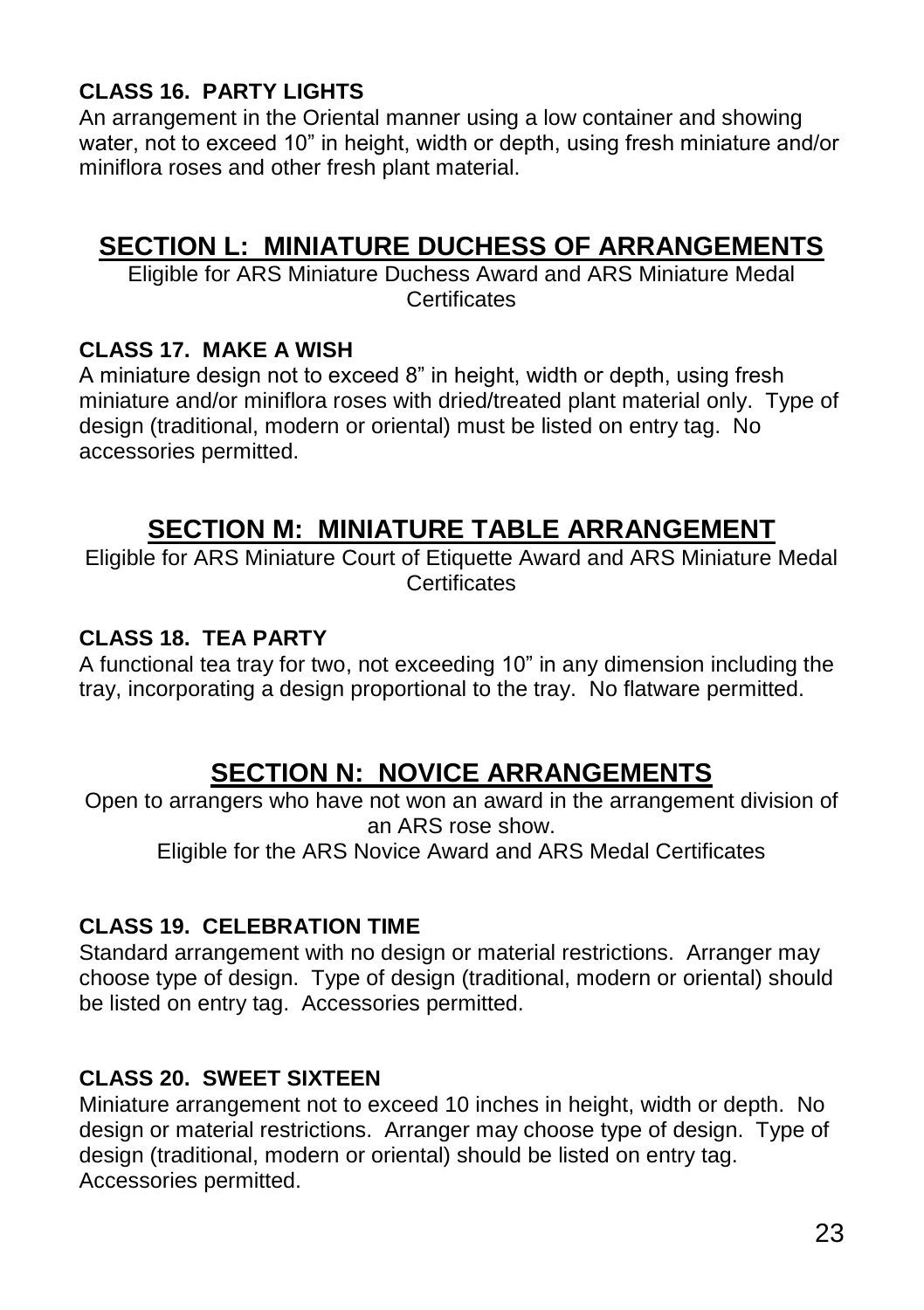**CLASS 16. PARTY LIGHTS**

An arrangement in the Oriental manner using a low container and showing water, not to exceed 10" in height, width or depth, using fresh miniature and/or miniflora roses and other fresh plant material.

## SECTION L: MINIATURE DUCHESS OF ARRANGEMENTS

Eligible for ARS Miniature Duchess Award and ARS Miniature Medal Certificates

**CLASS 17. MAKE A WISH**

A miniature design not to exceed 8" in height, width or depth, using fresh miniature and/or miniflora roses with dried/treated plant material only. Type of design (traditional, modern or oriental) must be listed on entry tag. No accessories permitted.

## SECTION M: MINIATURE TABLE ARRANGEMENT

Eligible for ARS Miniature Court of Etiquette Award and ARS Miniature Medal Certificates

**CLASS 18. TEA PARTY**

A functional tea tray for two, not exceeding 10" in any dimension including the tray, incorporating a design proportional to the tray. No flatware permitted.

## SECTION N: NOVICE ARRANGEMENTS

Open to arrangers who have not won an award in the arrangement division of an ARS rose show.

Eligible for the ARS Novice Award and ARS Medal Certificates

**CLASS 19. CELEBRATION TIME**

Standard arrangement with no design or material restrictions. Arranger may choose type of design. Type of design (traditional, modern or oriental) should be listed on entry tag. Accessories permitted.

**CLASS 20. SWEET SIXTEEN**

Miniature arrangement not to exceed 10 inches in height, width or depth. No design or material restrictions. Arranger may choose type of design. Type of design (traditional, modern or oriental) should be listed on entry tag. Accessories permitted.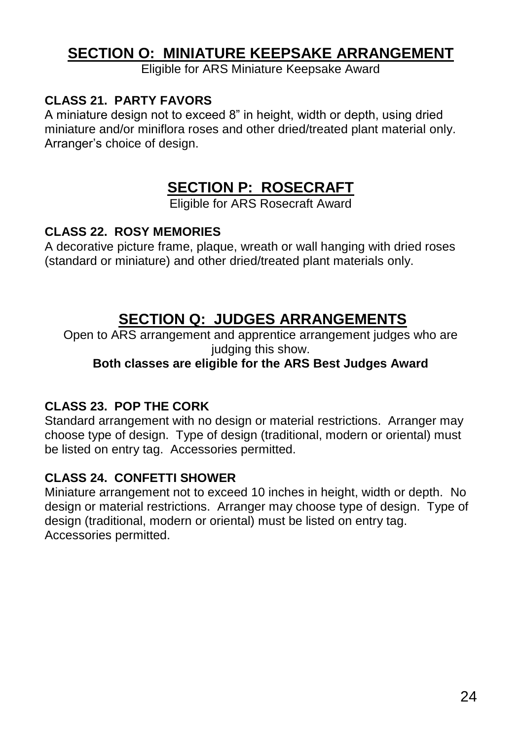## SECTION O: MINIATURE KEEPSAKE ARRANGEMENT

Eligible for ARS Miniature Keepsake Award

**CLASS 21. PARTY FAVORS**

A miniature design not to exceed 8" in height, width or depth, using dried miniature and/or miniflora roses and other dried/treated plant material only. Arranger's choice of design.

## SECTION P: ROSECRAFT

Eligible for ARS Rosecraft Award

**CLASS 22. ROSY MEMORIES**

A decorative picture frame, plaque, wreath or wall hanging with dried roses (standard or miniature) and other dried/treated plant materials only.

## SECTION Q: JUDGES ARRANGEMENTS

Open to ARS arrangement and apprentice arrangement judges who are judging this show.

**Both classes are eligible for the ARS Best Judges Award**

**CLASS 23. POP THE CORK**

Standard arrangement with no design or material restrictions. Arranger may choose type of design. Type of design (traditional, modern or oriental) must be listed on entry tag. Accessories permitted.

**CLASS 24. CONFETTI SHOWER**

Miniature arrangement not to exceed 10 inches in height, width or depth. No design or material restrictions. Arranger may choose type of design. Type of design (traditional, modern or oriental) must be listed on entry tag. Accessories permitted.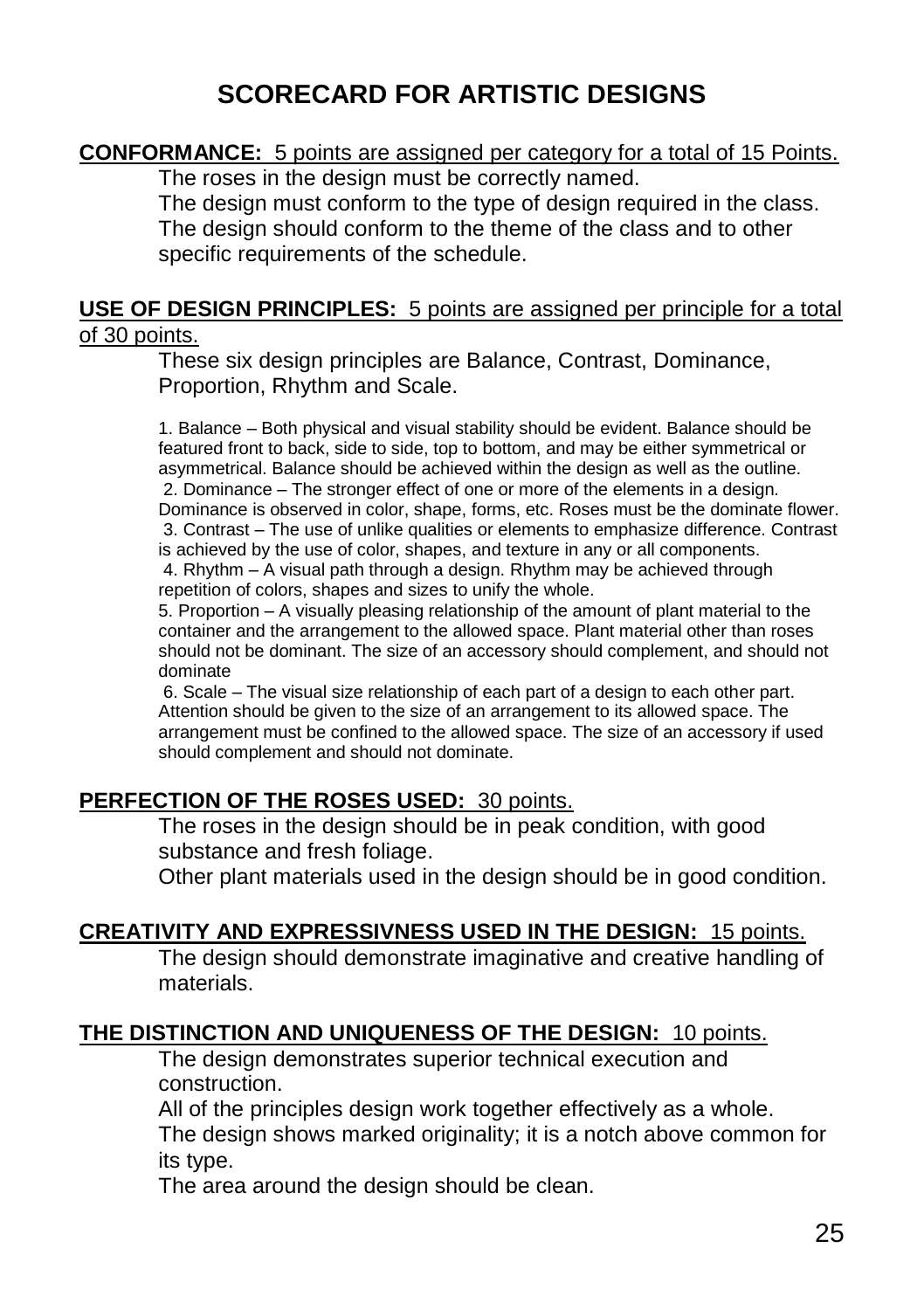# SCORECARD FOR ARTISTIC DESIGNS

**CONFORMANCE:** 5 points are assigned per category for a total of 15 Points.

The roses in the design must be correctly named.

The design must conform to the type of design required in the class.

The design should conform to the theme of the class and to other specific requirements of the schedule.

**USE OF DESIGN PRINCIPLES:** 5 points are assigned per principle for a total of 30 points.

These six design principles are Balance, Contrast, Dominance, Proportion, Rhythm and Scale.

1. Balance – Both physical and visual stability should be evident. Balance should be featured front to back, side to side, top to bottom, and may be either symmetrical or asymmetrical. Balance should be achieved within the design as well as the outline.
2. Dominance – The stronger effect of one or more of the elements in a design. Dominance is observed in color, shape, forms, etc. Roses must be the dominate flower.
3. Contrast – The use of unlike qualities or elements to emphasize difference. Contrast is achieved by the use of color, shapes, and texture in any or all components.
4. Rhythm – A visual path through a design. Rhythm may be achieved through repetition of colors, shapes and sizes to unify the whole.
5. Proportion – A visually pleasing relationship of the amount of plant material to the container and the arrangement to the allowed space. Plant material other than roses should not be dominant. The size of an accessory should complement, and should not dominate
6. Scale – The visual size relationship of each part of a design to each other part. Attention should be given to the size of an arrangement to its allowed space. The arrangement must be confined to the allowed space. The size of an accessory if used should complement and should not dominate.

**PERFECTION OF THE ROSES USED:** 30 points.

The roses in the design should be in peak condition, with good substance and fresh foliage.

Other plant materials used in the design should be in good condition.

**CREATIVITY AND EXPRESSIVNESS USED IN THE DESIGN:** 15 points.

The design should demonstrate imaginative and creative handling of materials.

**THE DISTINCTION AND UNIQUENESS OF THE DESIGN:** 10 points.

The design demonstrates superior technical execution and construction.

All of the principles design work together effectively as a whole.

The design shows marked originality; it is a notch above common for its type.

The area around the design should be clean.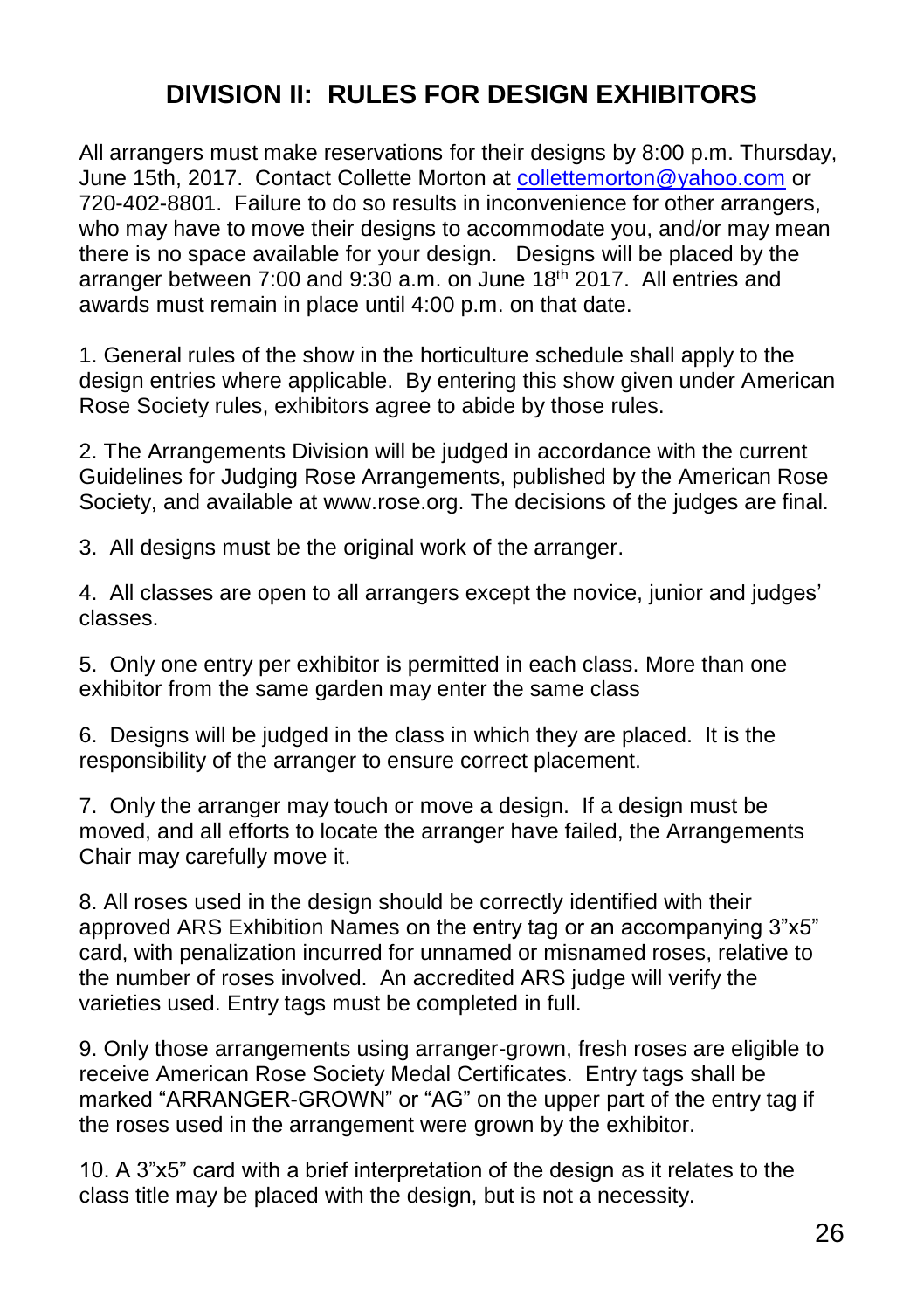## DIVISION II: RULES FOR DESIGN EXHIBITORS

All arrangers must make reservations for their designs by 8:00 p.m. Thursday, June 15th, 2017. Contact Collette Morton at collettemorton@yahoo.com or 720-402-8801. Failure to do so results in inconvenience for other arrangers, who may have to move their designs to accommodate you, and/or may mean there is no space available for your design. Designs will be placed by the arranger between 7:00 and 9:30 a.m. on June 18th 2017. All entries and awards must remain in place until 4:00 p.m. on that date.

1. General rules of the show in the horticulture schedule shall apply to the design entries where applicable. By entering this show given under American Rose Society rules, exhibitors agree to abide by those rules.

2. The Arrangements Division will be judged in accordance with the current Guidelines for Judging Rose Arrangements, published by the American Rose Society, and available at www.rose.org. The decisions of the judges are final.

3. All designs must be the original work of the arranger.

4. All classes are open to all arrangers except the novice, junior and judges' classes.

5. Only one entry per exhibitor is permitted in each class. More than one exhibitor from the same garden may enter the same class

6. Designs will be judged in the class in which they are placed. It is the responsibility of the arranger to ensure correct placement.

7. Only the arranger may touch or move a design. If a design must be moved, and all efforts to locate the arranger have failed, the Arrangements Chair may carefully move it.

8. All roses used in the design should be correctly identified with their approved ARS Exhibition Names on the entry tag or an accompanying 3"x5" card, with penalization incurred for unnamed or misnamed roses, relative to the number of roses involved. An accredited ARS judge will verify the varieties used. Entry tags must be completed in full.

9. Only those arrangements using arranger-grown, fresh roses are eligible to receive American Rose Society Medal Certificates. Entry tags shall be marked "ARRANGER-GROWN" or "AG" on the upper part of the entry tag if the roses used in the arrangement were grown by the exhibitor.

10. A 3"x5" card with a brief interpretation of the design as it relates to the class title may be placed with the design, but is not a necessity.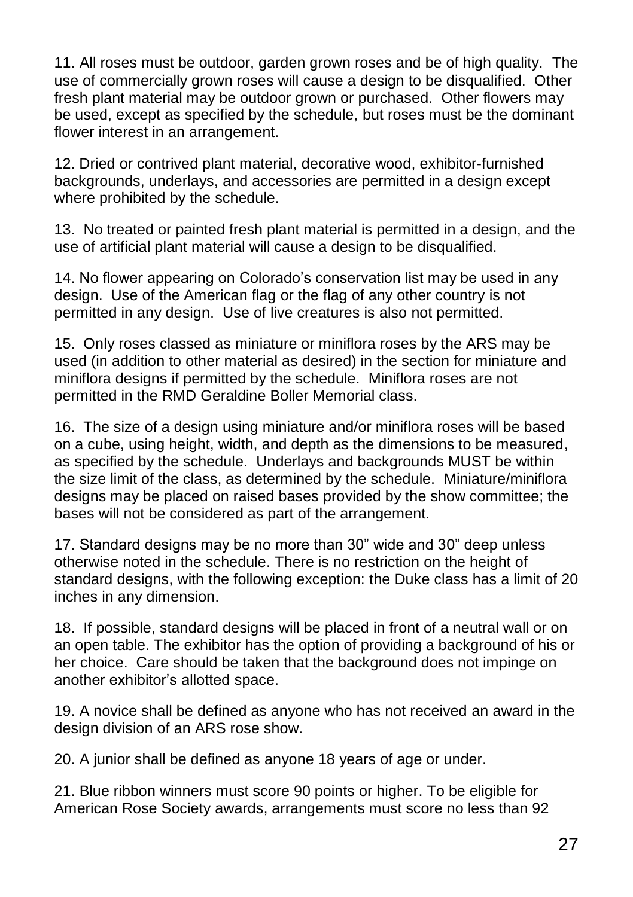11. All roses must be outdoor, garden grown roses and be of high quality. The use of commercially grown roses will cause a design to be disqualified. Other fresh plant material may be outdoor grown or purchased. Other flowers may be used, except as specified by the schedule, but roses must be the dominant flower interest in an arrangement.

12. Dried or contrived plant material, decorative wood, exhibitor-furnished backgrounds, underlays, and accessories are permitted in a design except where prohibited by the schedule.

13. No treated or painted fresh plant material is permitted in a design, and the use of artificial plant material will cause a design to be disqualified.

14. No flower appearing on Colorado's conservation list may be used in any design. Use of the American flag or the flag of any other country is not permitted in any design. Use of live creatures is also not permitted.

15. Only roses classed as miniature or miniflora roses by the ARS may be used (in addition to other material as desired) in the section for miniature and miniflora designs if permitted by the schedule. Miniflora roses are not permitted in the RMD Geraldine Boller Memorial class.

16. The size of a design using miniature and/or miniflora roses will be based on a cube, using height, width, and depth as the dimensions to be measured, as specified by the schedule. Underlays and backgrounds MUST be within the size limit of the class, as determined by the schedule. Miniature/miniflora designs may be placed on raised bases provided by the show committee; the bases will not be considered as part of the arrangement.

17. Standard designs may be no more than 30" wide and 30" deep unless otherwise noted in the schedule. There is no restriction on the height of standard designs, with the following exception: the Duke class has a limit of 20 inches in any dimension.

18. If possible, standard designs will be placed in front of a neutral wall or on an open table. The exhibitor has the option of providing a background of his or her choice. Care should be taken that the background does not impinge on another exhibitor's allotted space.

19. A novice shall be defined as anyone who has not received an award in the design division of an ARS rose show.

20. A junior shall be defined as anyone 18 years of age or under.

21. Blue ribbon winners must score 90 points or higher. To be eligible for American Rose Society awards, arrangements must score no less than 92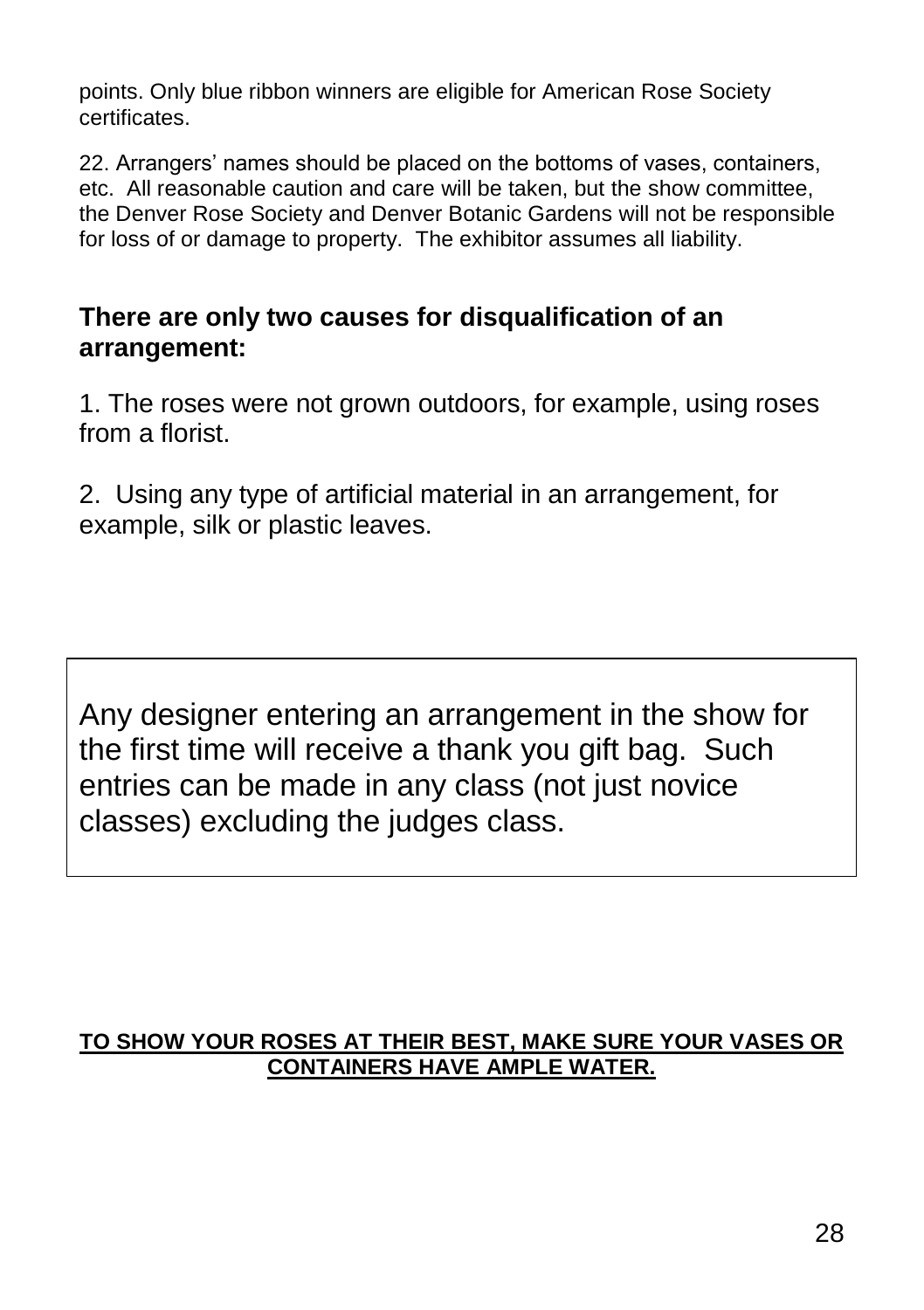points. Only blue ribbon winners are eligible for American Rose Society certificates.

22. Arrangers' names should be placed on the bottoms of vases, containers, etc. All reasonable caution and care will be taken, but the show committee, the Denver Rose Society and Denver Botanic Gardens will not be responsible for loss of or damage to property. The exhibitor assumes all liability.

**There are only two causes for disqualification of an arrangement:**

1. The roses were not grown outdoors, for example, using roses from a florist.

2. Using any type of artificial material in an arrangement, for example, silk or plastic leaves.

Any designer entering an arrangement in the show for the first time will receive a thank you gift bag. Such entries can be made in any class (not just novice classes) excluding the judges class.

**TO SHOW YOUR ROSES AT THEIR BEST, MAKE SURE YOUR VASES OR CONTAINERS HAVE AMPLE WATER.**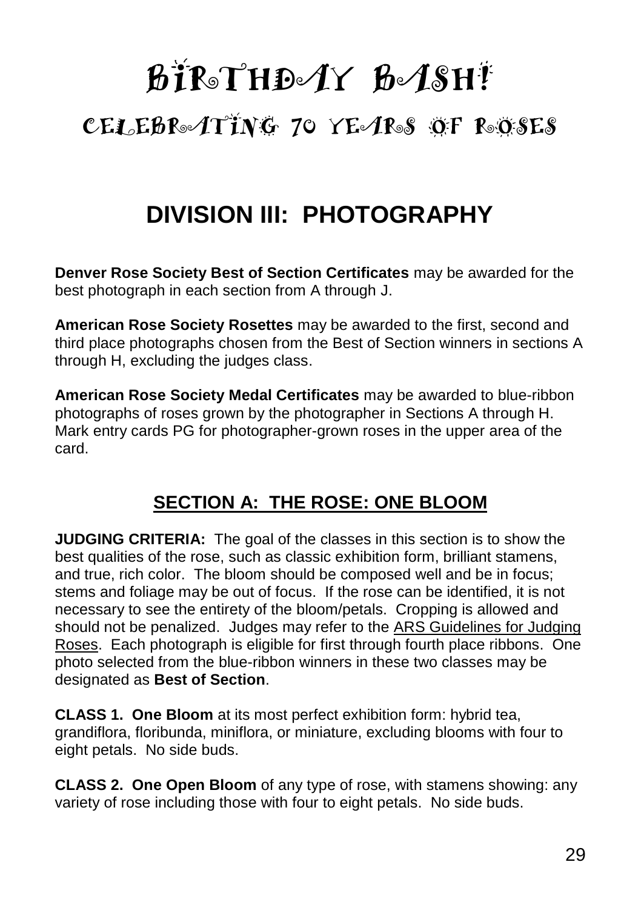# BIRTHDAY BASH!

## CELEBRATING 70 YEARS OF ROSES

## DIVISION III: PHOTOGRAPHY

**Denver Rose Society Best of Section Certificates** may be awarded for the best photograph in each section from A through J.

**American Rose Society Rosettes** may be awarded to the first, second and third place photographs chosen from the Best of Section winners in sections A through H, excluding the judges class.

**American Rose Society Medal Certificates** may be awarded to blue-ribbon photographs of roses grown by the photographer in Sections A through H. Mark entry cards PG for photographer-grown roses in the upper area of the card.

### SECTION A: THE ROSE: ONE BLOOM

**JUDGING CRITERIA:** The goal of the classes in this section is to show the best qualities of the rose, such as classic exhibition form, brilliant stamens, and true, rich color. The bloom should be composed well and be in focus; stems and foliage may be out of focus. If the rose can be identified, it is not necessary to see the entirety of the bloom/petals. Cropping is allowed and should not be penalized. Judges may refer to the ARS Guidelines for Judging Roses. Each photograph is eligible for first through fourth place ribbons. One photo selected from the blue-ribbon winners in these two classes may be designated as **Best of Section**.

**CLASS 1. One Bloom** at its most perfect exhibition form: hybrid tea, grandiflora, floribunda, miniflora, or miniature, excluding blooms with four to eight petals. No side buds.

**CLASS 2. One Open Bloom** of any type of rose, with stamens showing: any variety of rose including those with four to eight petals. No side buds.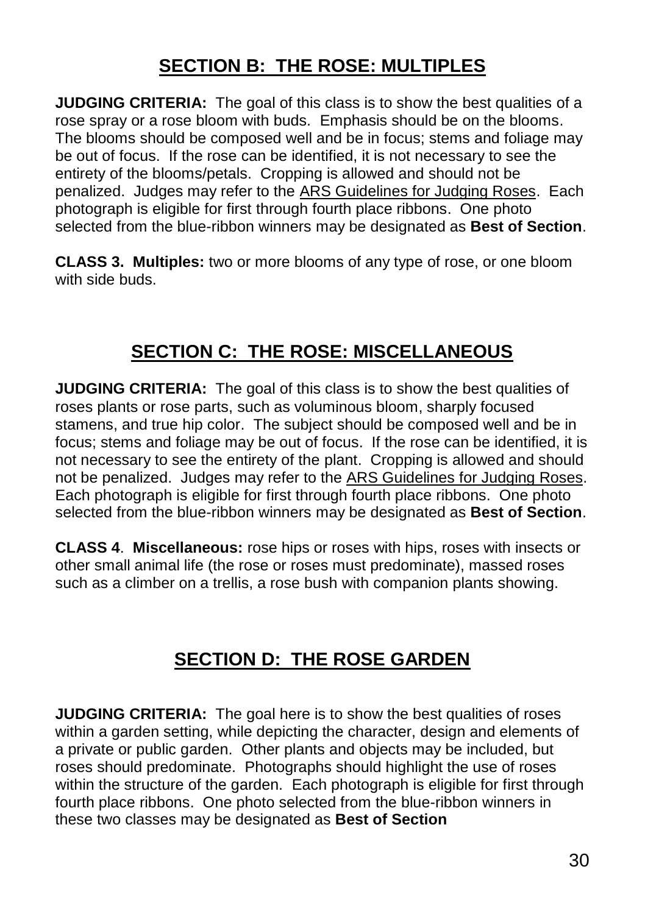## SECTION B: THE ROSE: MULTIPLES

**JUDGING CRITERIA:** The goal of this class is to show the best qualities of a rose spray or a rose bloom with buds. Emphasis should be on the blooms. The blooms should be composed well and be in focus; stems and foliage may be out of focus. If the rose can be identified, it is not necessary to see the entirety of the blooms/petals. Cropping is allowed and should not be penalized. Judges may refer to the ARS Guidelines for Judging Roses. Each photograph is eligible for first through fourth place ribbons. One photo selected from the blue-ribbon winners may be designated as **Best of Section**.

**CLASS 3. Multiples:** two or more blooms of any type of rose, or one bloom with side buds.

## SECTION C: THE ROSE: MISCELLANEOUS

**JUDGING CRITERIA:** The goal of this class is to show the best qualities of roses plants or rose parts, such as voluminous bloom, sharply focused stamens, and true hip color. The subject should be composed well and be in focus; stems and foliage may be out of focus. If the rose can be identified, it is not necessary to see the entirety of the plant. Cropping is allowed and should not be penalized. Judges may refer to the ARS Guidelines for Judging Roses. Each photograph is eligible for first through fourth place ribbons. One photo selected from the blue-ribbon winners may be designated as **Best of Section**.

**CLASS 4**. **Miscellaneous:** rose hips or roses with hips, roses with insects or other small animal life (the rose or roses must predominate), massed roses such as a climber on a trellis, a rose bush with companion plants showing.

## SECTION D: THE ROSE GARDEN

**JUDGING CRITERIA:** The goal here is to show the best qualities of roses within a garden setting, while depicting the character, design and elements of a private or public garden. Other plants and objects may be included, but roses should predominate. Photographs should highlight the use of roses within the structure of the garden. Each photograph is eligible for first through fourth place ribbons. One photo selected from the blue-ribbon winners in these two classes may be designated as **Best of Section**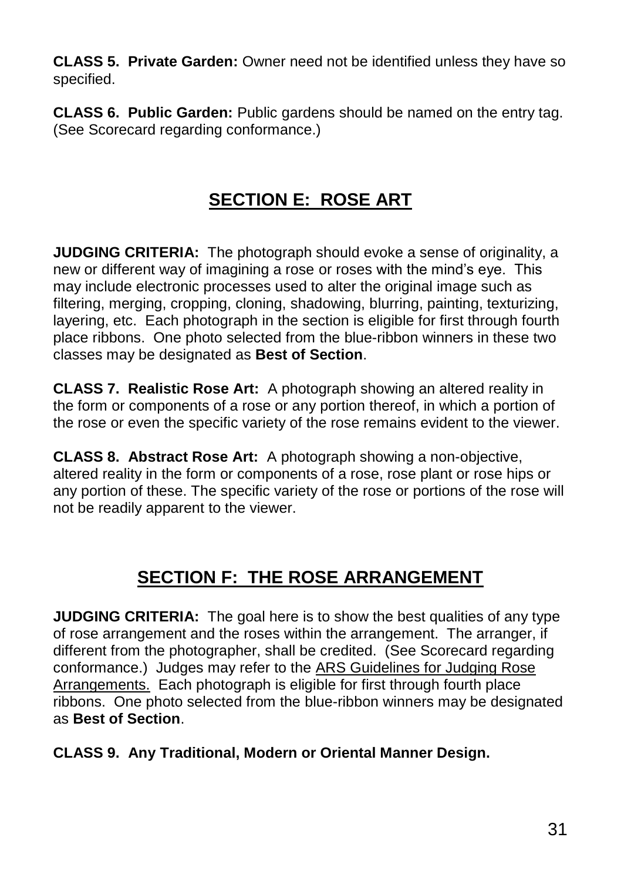**CLASS 5. Private Garden:** Owner need not be identified unless they have so specified.

**CLASS 6. Public Garden:** Public gardens should be named on the entry tag. (See Scorecard regarding conformance.)

## SECTION E: ROSE ART

**JUDGING CRITERIA:** The photograph should evoke a sense of originality, a new or different way of imagining a rose or roses with the mind's eye. This may include electronic processes used to alter the original image such as filtering, merging, cropping, cloning, shadowing, blurring, painting, texturizing, layering, etc. Each photograph in the section is eligible for first through fourth place ribbons. One photo selected from the blue-ribbon winners in these two classes may be designated as **Best of Section**.

**CLASS 7. Realistic Rose Art:** A photograph showing an altered reality in the form or components of a rose or any portion thereof, in which a portion of the rose or even the specific variety of the rose remains evident to the viewer.

**CLASS 8. Abstract Rose Art:** A photograph showing a non-objective, altered reality in the form or components of a rose, rose plant or rose hips or any portion of these. The specific variety of the rose or portions of the rose will not be readily apparent to the viewer.

## SECTION F: THE ROSE ARRANGEMENT

**JUDGING CRITERIA:** The goal here is to show the best qualities of any type of rose arrangement and the roses within the arrangement. The arranger, if different from the photographer, shall be credited. (See Scorecard regarding conformance.) Judges may refer to the ARS Guidelines for Judging Rose Arrangements. Each photograph is eligible for first through fourth place ribbons. One photo selected from the blue-ribbon winners may be designated as **Best of Section**.

**CLASS 9. Any Traditional, Modern or Oriental Manner Design.**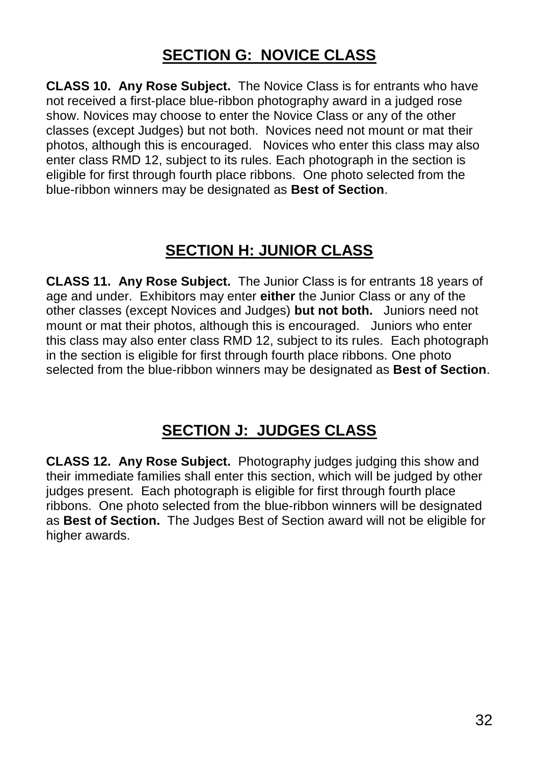## SECTION G: NOVICE CLASS

**CLASS 10. Any Rose Subject.** The Novice Class is for entrants who have not received a first-place blue-ribbon photography award in a judged rose show. Novices may choose to enter the Novice Class or any of the other classes (except Judges) but not both. Novices need not mount or mat their photos, although this is encouraged. Novices who enter this class may also enter class RMD 12, subject to its rules. Each photograph in the section is eligible for first through fourth place ribbons. One photo selected from the blue-ribbon winners may be designated as **Best of Section**.

## SECTION H: JUNIOR CLASS

**CLASS 11. Any Rose Subject.** The Junior Class is for entrants 18 years of age and under. Exhibitors may enter **either** the Junior Class or any of the other classes (except Novices and Judges) **but not both.** Juniors need not mount or mat their photos, although this is encouraged. Juniors who enter this class may also enter class RMD 12, subject to its rules. Each photograph in the section is eligible for first through fourth place ribbons. One photo selected from the blue-ribbon winners may be designated as **Best of Section**.

## SECTION J: JUDGES CLASS

**CLASS 12. Any Rose Subject.** Photography judges judging this show and their immediate families shall enter this section, which will be judged by other judges present. Each photograph is eligible for first through fourth place ribbons. One photo selected from the blue-ribbon winners will be designated as **Best of Section.** The Judges Best of Section award will not be eligible for higher awards.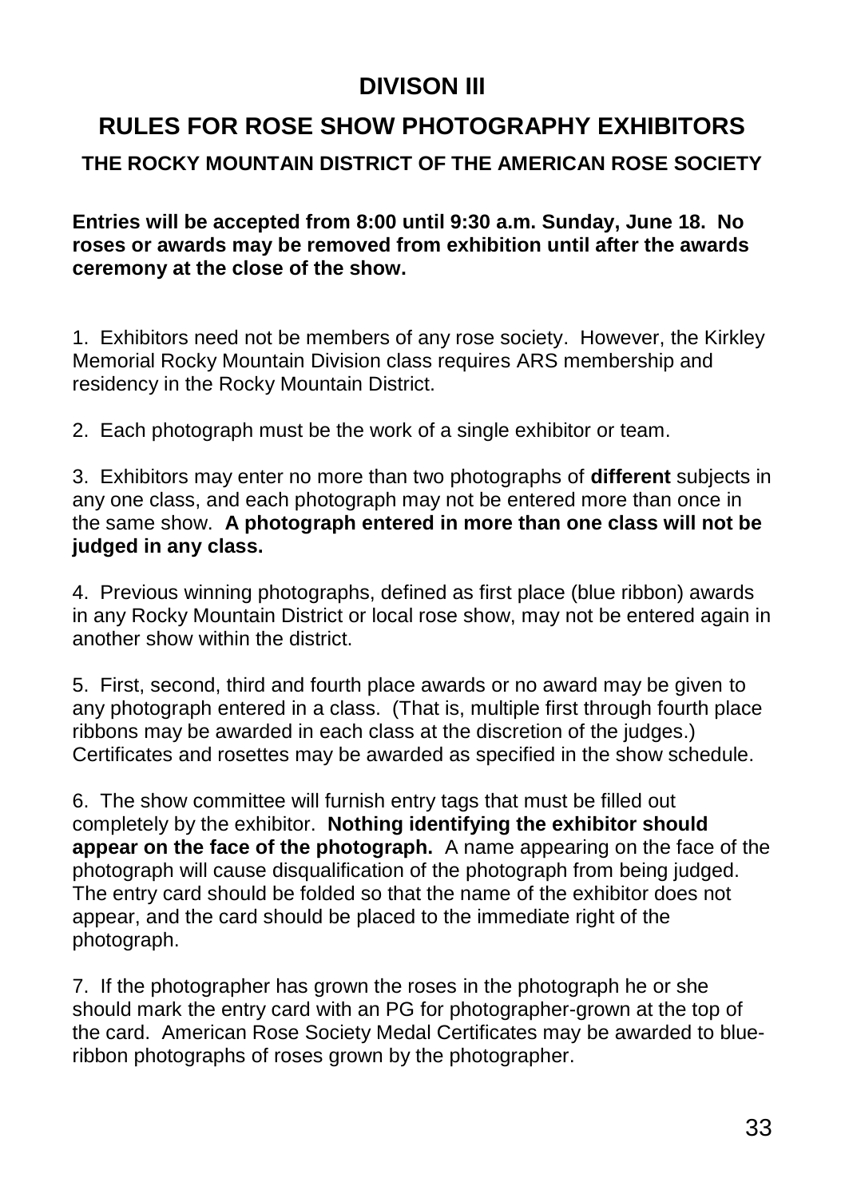# DIVISON III

## RULES FOR ROSE SHOW PHOTOGRAPHY EXHIBITORS

### THE ROCKY MOUNTAIN DISTRICT OF THE AMERICAN ROSE SOCIETY

**Entries will be accepted from 8:00 until 9:30 a.m. Sunday, June 18. No roses or awards may be removed from exhibition until after the awards ceremony at the close of the show.**

1. Exhibitors need not be members of any rose society. However, the Kirkley Memorial Rocky Mountain Division class requires ARS membership and residency in the Rocky Mountain District.

2. Each photograph must be the work of a single exhibitor or team.

3. Exhibitors may enter no more than two photographs of **different** subjects in any one class, and each photograph may not be entered more than once in the same show. **A photograph entered in more than one class will not be judged in any class.**

4. Previous winning photographs, defined as first place (blue ribbon) awards in any Rocky Mountain District or local rose show, may not be entered again in another show within the district.

5. First, second, third and fourth place awards or no award may be given to any photograph entered in a class. (That is, multiple first through fourth place ribbons may be awarded in each class at the discretion of the judges.) Certificates and rosettes may be awarded as specified in the show schedule.

6. The show committee will furnish entry tags that must be filled out completely by the exhibitor. **Nothing identifying the exhibitor should appear on the face of the photograph.** A name appearing on the face of the photograph will cause disqualification of the photograph from being judged. The entry card should be folded so that the name of the exhibitor does not appear, and the card should be placed to the immediate right of the photograph.

7. If the photographer has grown the roses in the photograph he or she should mark the entry card with an PG for photographer-grown at the top of the card. American Rose Society Medal Certificates may be awarded to blue-ribbon photographs of roses grown by the photographer.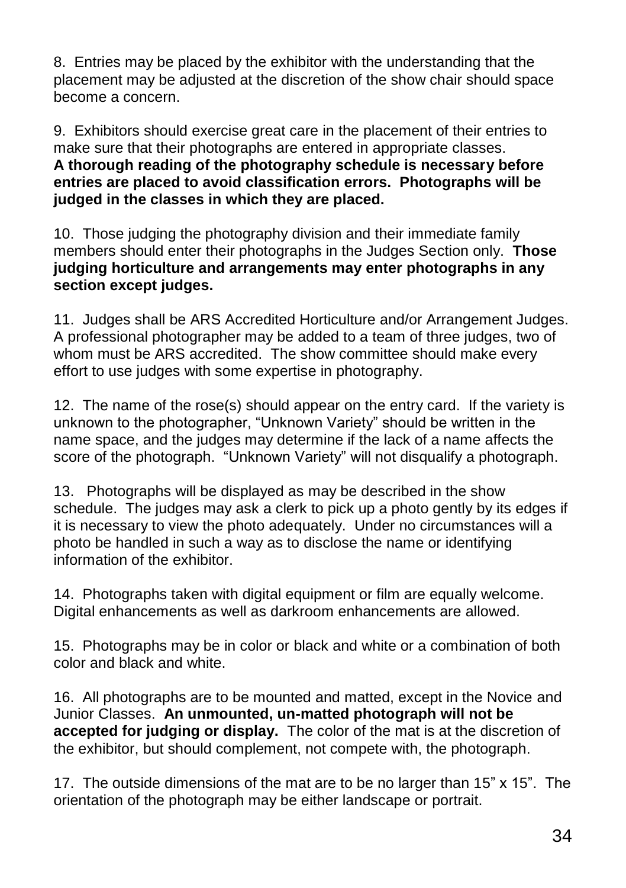8. Entries may be placed by the exhibitor with the understanding that the placement may be adjusted at the discretion of the show chair should space become a concern.

9. Exhibitors should exercise great care in the placement of their entries to make sure that their photographs are entered in appropriate classes. **A thorough reading of the photography schedule is necessary before entries are placed to avoid classification errors. Photographs will be judged in the classes in which they are placed.**

10. Those judging the photography division and their immediate family members should enter their photographs in the Judges Section only. **Those judging horticulture and arrangements may enter photographs in any section except judges.**

11. Judges shall be ARS Accredited Horticulture and/or Arrangement Judges. A professional photographer may be added to a team of three judges, two of whom must be ARS accredited. The show committee should make every effort to use judges with some expertise in photography.

12. The name of the rose(s) should appear on the entry card. If the variety is unknown to the photographer, "Unknown Variety" should be written in the name space, and the judges may determine if the lack of a name affects the score of the photograph. "Unknown Variety" will not disqualify a photograph.

13. Photographs will be displayed as may be described in the show schedule. The judges may ask a clerk to pick up a photo gently by its edges if it is necessary to view the photo adequately. Under no circumstances will a photo be handled in such a way as to disclose the name or identifying information of the exhibitor.

14. Photographs taken with digital equipment or film are equally welcome. Digital enhancements as well as darkroom enhancements are allowed.

15. Photographs may be in color or black and white or a combination of both color and black and white.

16. All photographs are to be mounted and matted, except in the Novice and Junior Classes. **An unmounted, un-matted photograph will not be accepted for judging or display.** The color of the mat is at the discretion of the exhibitor, but should complement, not compete with, the photograph.

17. The outside dimensions of the mat are to be no larger than 15" x 15". The orientation of the photograph may be either landscape or portrait.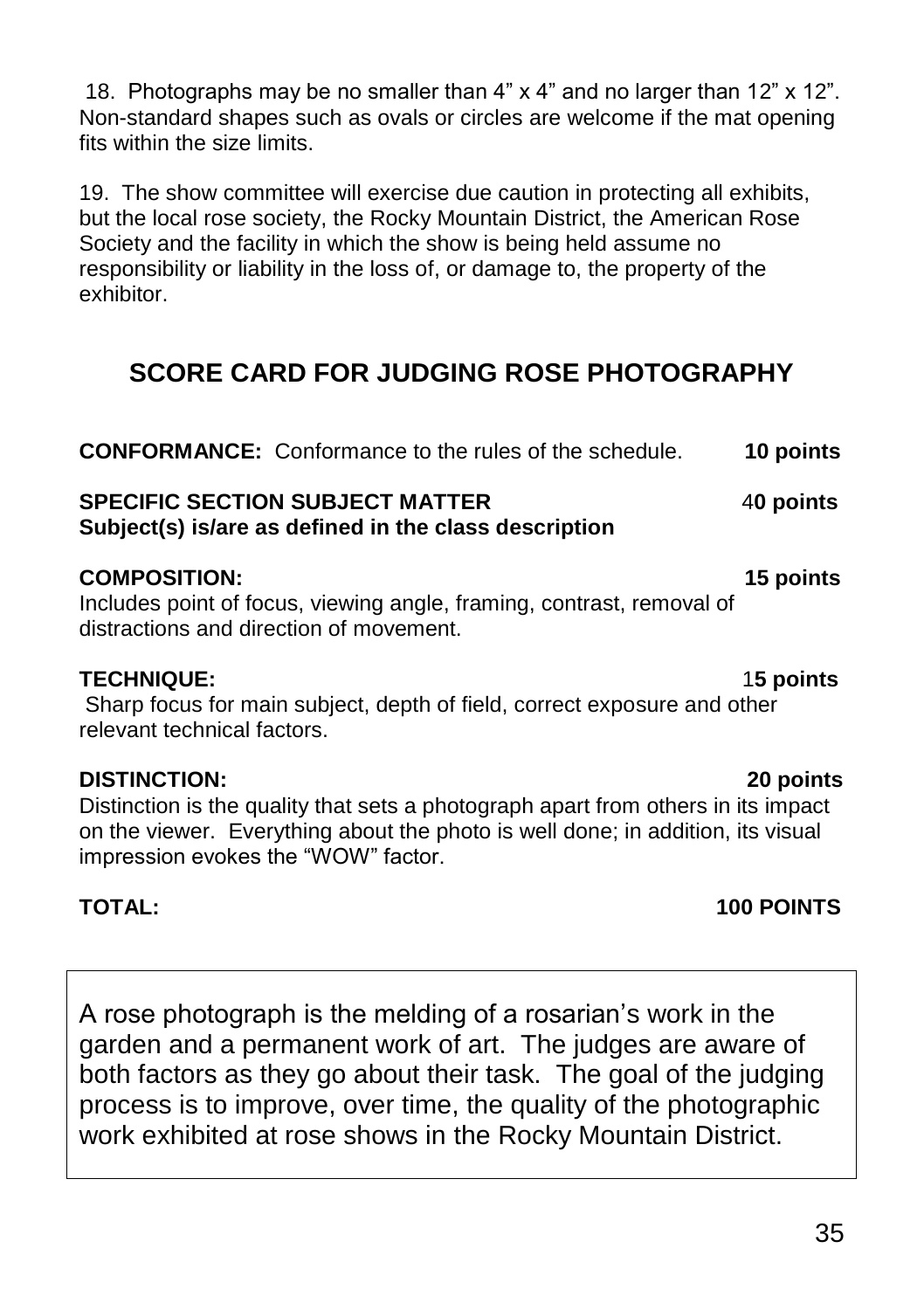18. Photographs may be no smaller than 4" x 4" and no larger than 12" x 12". Non-standard shapes such as ovals or circles are welcome if the mat opening fits within the size limits.

19. The show committee will exercise due caution in protecting all exhibits, but the local rose society, the Rocky Mountain District, the American Rose Society and the facility in which the show is being held assume no responsibility or liability in the loss of, or damage to, the property of the exhibitor.

## SCORE CARD FOR JUDGING ROSE PHOTOGRAPHY

**CONFORMANCE:** Conformance to the rules of the schedule. **10 points**

**SPECIFIC SECTION SUBJECT MATTER** **40 points**
**Subject(s) is/are as defined in the class description**

**COMPOSITION:** **15 points**
Includes point of focus, viewing angle, framing, contrast, removal of distractions and direction of movement.

**TECHNIQUE:** **15 points**
Sharp focus for main subject, depth of field, correct exposure and other relevant technical factors.

**DISTINCTION:** **20 points**
Distinction is the quality that sets a photograph apart from others in its impact on the viewer. Everything about the photo is well done; in addition, its visual impression evokes the "WOW" factor.

**TOTAL:** **100 POINTS**

A rose photograph is the melding of a rosarian's work in the garden and a permanent work of art. The judges are aware of both factors as they go about their task. The goal of the judging process is to improve, over time, the quality of the photographic work exhibited at rose shows in the Rocky Mountain District.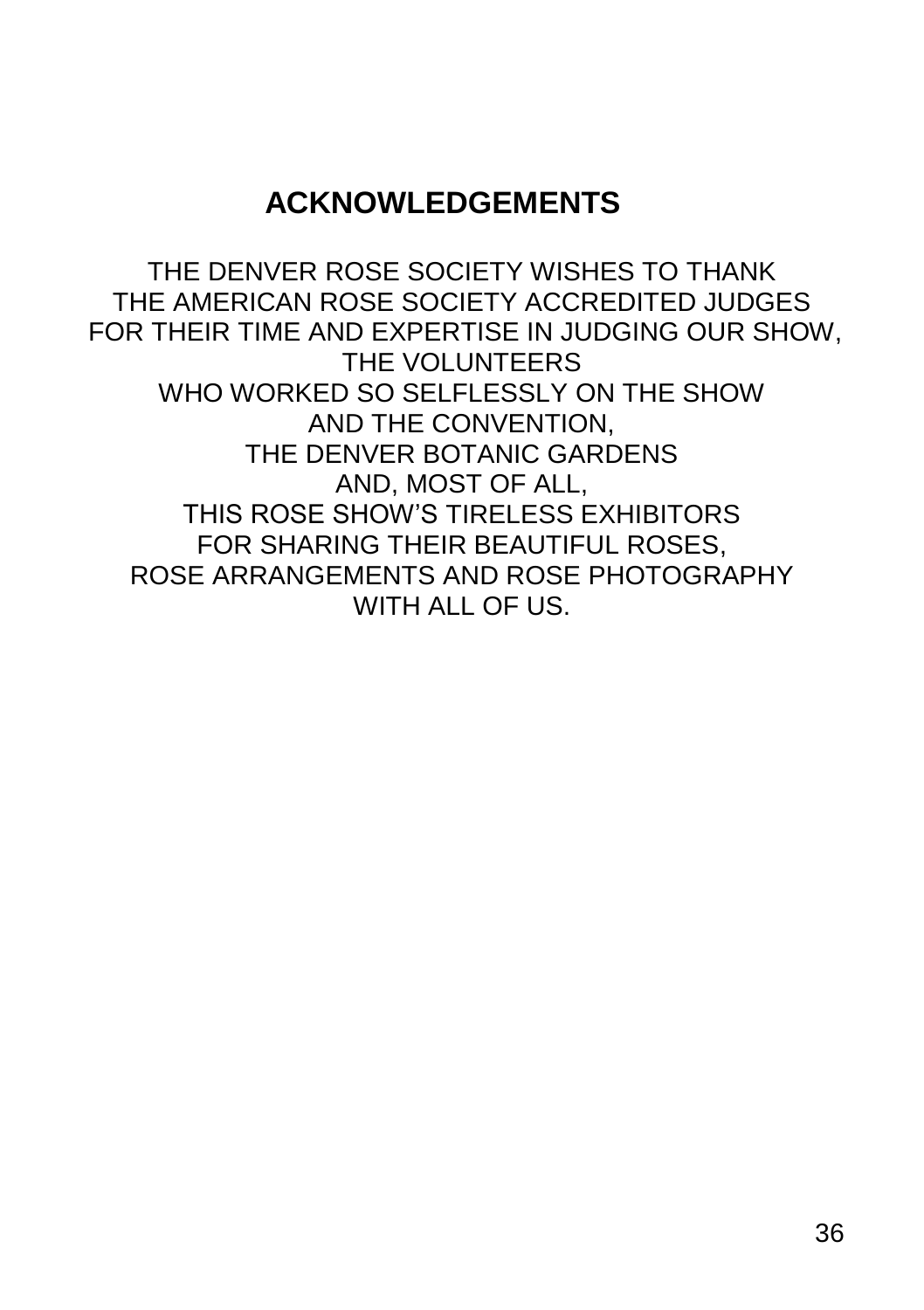# ACKNOWLEDGEMENTS

THE DENVER ROSE SOCIETY WISHES TO THANK
THE AMERICAN ROSE SOCIETY ACCREDITED JUDGES
FOR THEIR TIME AND EXPERTISE IN JUDGING OUR SHOW,
THE VOLUNTEERS
WHO WORKED SO SELFLESSLY ON THE SHOW
AND THE CONVENTION,
THE DENVER BOTANIC GARDENS
AND, MOST OF ALL,
THIS ROSE SHOW'S TIRELESS EXHIBITORS
FOR SHARING THEIR BEAUTIFUL ROSES,
ROSE ARRANGEMENTS AND ROSE PHOTOGRAPHY
WITH ALL OF US.